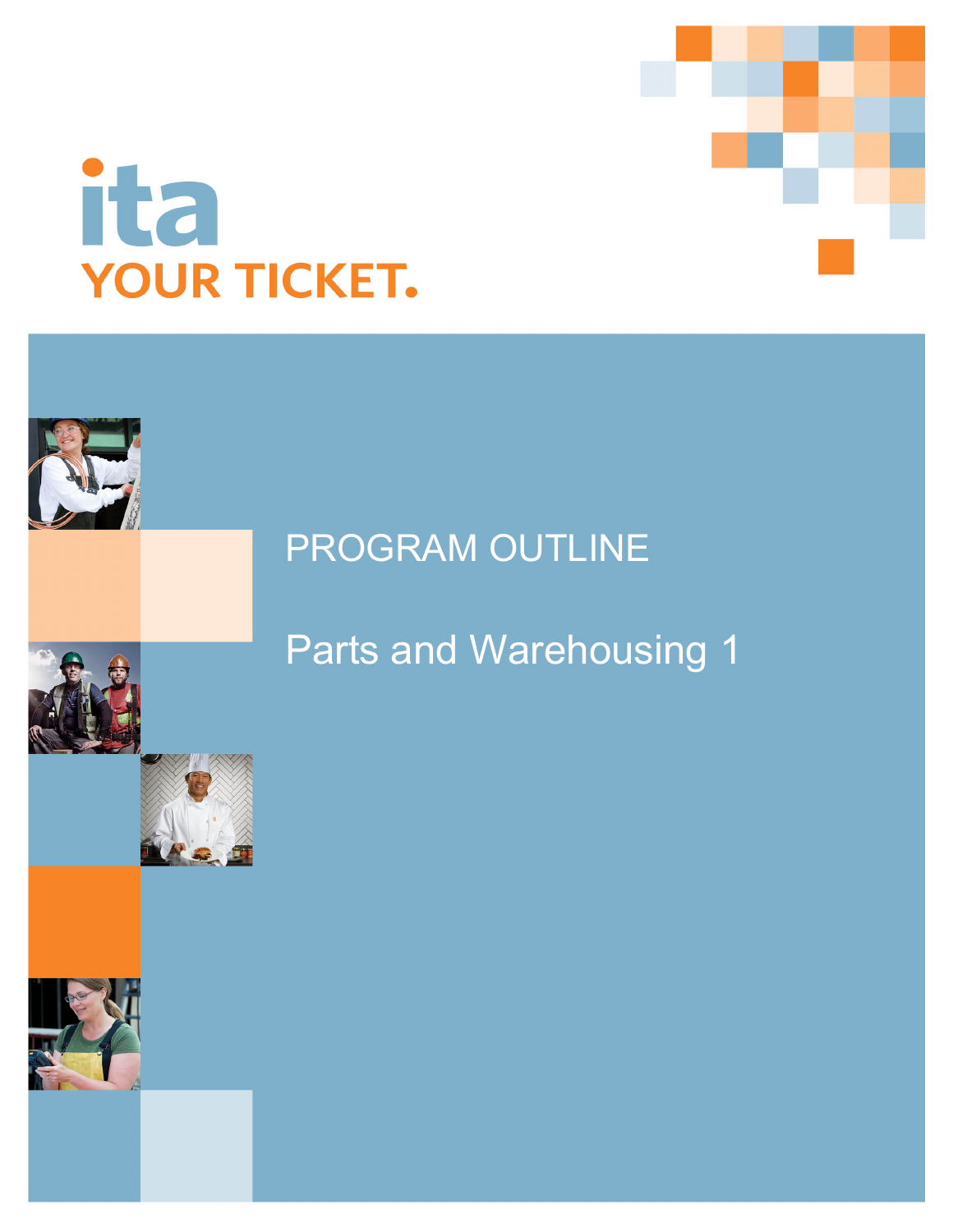ita

YOUR TICKET.

# PROGRAM OUTLINE

# Parts and Warehousing 1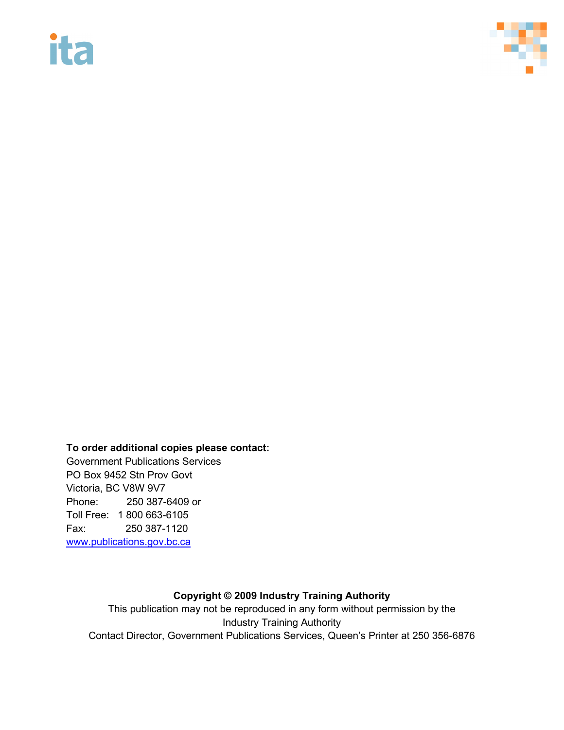**To order additional copies please contact:**

Government Publications Services
PO Box 9452 Stn Prov Govt
Victoria, BC V8W 9V7
Phone: 250 387-6409 or
Toll Free: 1 800 663-6105
Fax: 250 387-1120
[www.publications.gov.bc.ca](http://www.publications.gov.bc.ca)

**Copyright © 2009 Industry Training Authority**

This publication may not be reproduced in any form without permission by the Industry Training Authority

Contact Director, Government Publications Services, Queen's Printer at 250 356-6876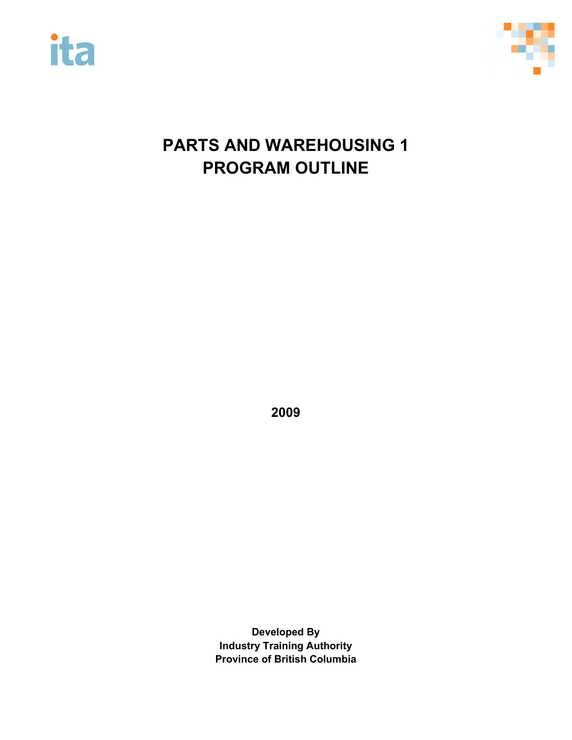# PARTS AND WAREHOUSING 1
# PROGRAM OUTLINE

**2009**

**Developed By**
**Industry Training Authority**
**Province of British Columbia**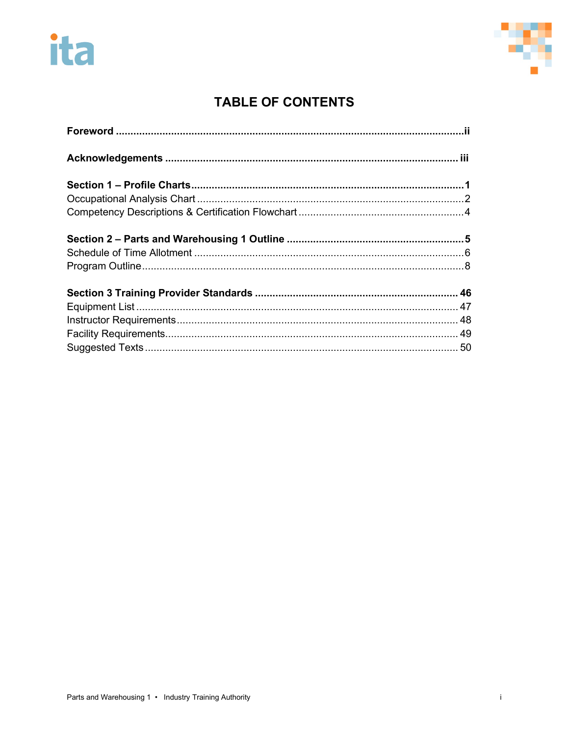# TABLE OF CONTENTS

**Foreword** ........................................................................................................................ii

**Acknowledgements** .......................................................................................................... iii

**Section 1 – Profile Charts**.................................................................................................1
Occupational Analysis Chart ..................................................................................................2
Competency Descriptions & Certification Flowchart ...............................................................4

**Section 2 – Parts and Warehousing 1 Outline** ....................................................................5
Schedule of Time Allotment ....................................................................................................6
Program Outline......................................................................................................................8

**Section 3 Training Provider Standards** ............................................................................ 46
Equipment List ..................................................................................................................... 47
Instructor Requirements........................................................................................................ 48
Facility Requirements............................................................................................................ 49
Suggested Texts .................................................................................................................. 50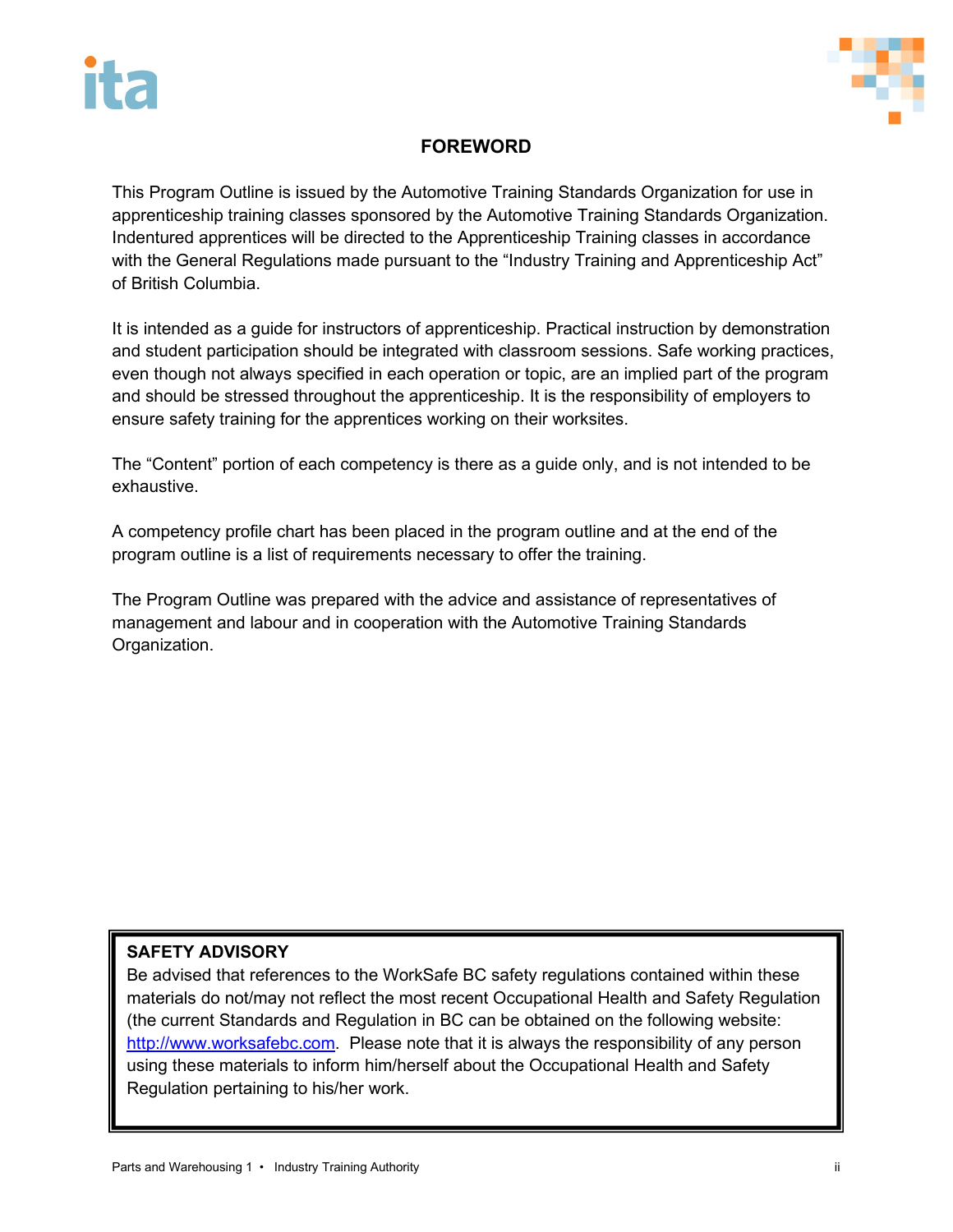# FOREWORD

This Program Outline is issued by the Automotive Training Standards Organization for use in apprenticeship training classes sponsored by the Automotive Training Standards Organization. Indentured apprentices will be directed to the Apprenticeship Training classes in accordance with the General Regulations made pursuant to the "Industry Training and Apprenticeship Act" of British Columbia.

It is intended as a guide for instructors of apprenticeship. Practical instruction by demonstration and student participation should be integrated with classroom sessions. Safe working practices, even though not always specified in each operation or topic, are an implied part of the program and should be stressed throughout the apprenticeship. It is the responsibility of employers to ensure safety training for the apprentices working on their worksites.

The "Content" portion of each competency is there as a guide only, and is not intended to be exhaustive.

A competency profile chart has been placed in the program outline and at the end of the program outline is a list of requirements necessary to offer the training.

The Program Outline was prepared with the advice and assistance of representatives of management and labour and in cooperation with the Automotive Training Standards Organization.

**SAFETY ADVISORY**
Be advised that references to the WorkSafe BC safety regulations contained within these materials do not/may not reflect the most recent Occupational Health and Safety Regulation (the current Standards and Regulation in BC can be obtained on the following website: http://www.worksafebc.com. Please note that it is always the responsibility of any person using these materials to inform him/herself about the Occupational Health and Safety Regulation pertaining to his/her work.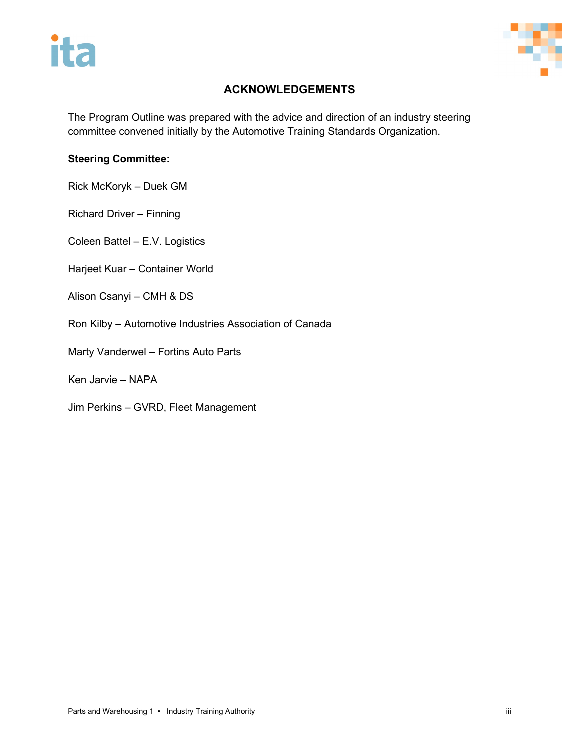# ACKNOWLEDGEMENTS

The Program Outline was prepared with the advice and direction of an industry steering committee convened initially by the Automotive Training Standards Organization.

**Steering Committee:**

Rick McKoryk – Duek GM

Richard Driver – Finning

Coleen Battel – E.V. Logistics

Harjeet Kuar – Container World

Alison Csanyi – CMH & DS

Ron Kilby – Automotive Industries Association of Canada

Marty Vanderwel – Fortins Auto Parts

Ken Jarvie – NAPA

Jim Perkins – GVRD, Fleet Management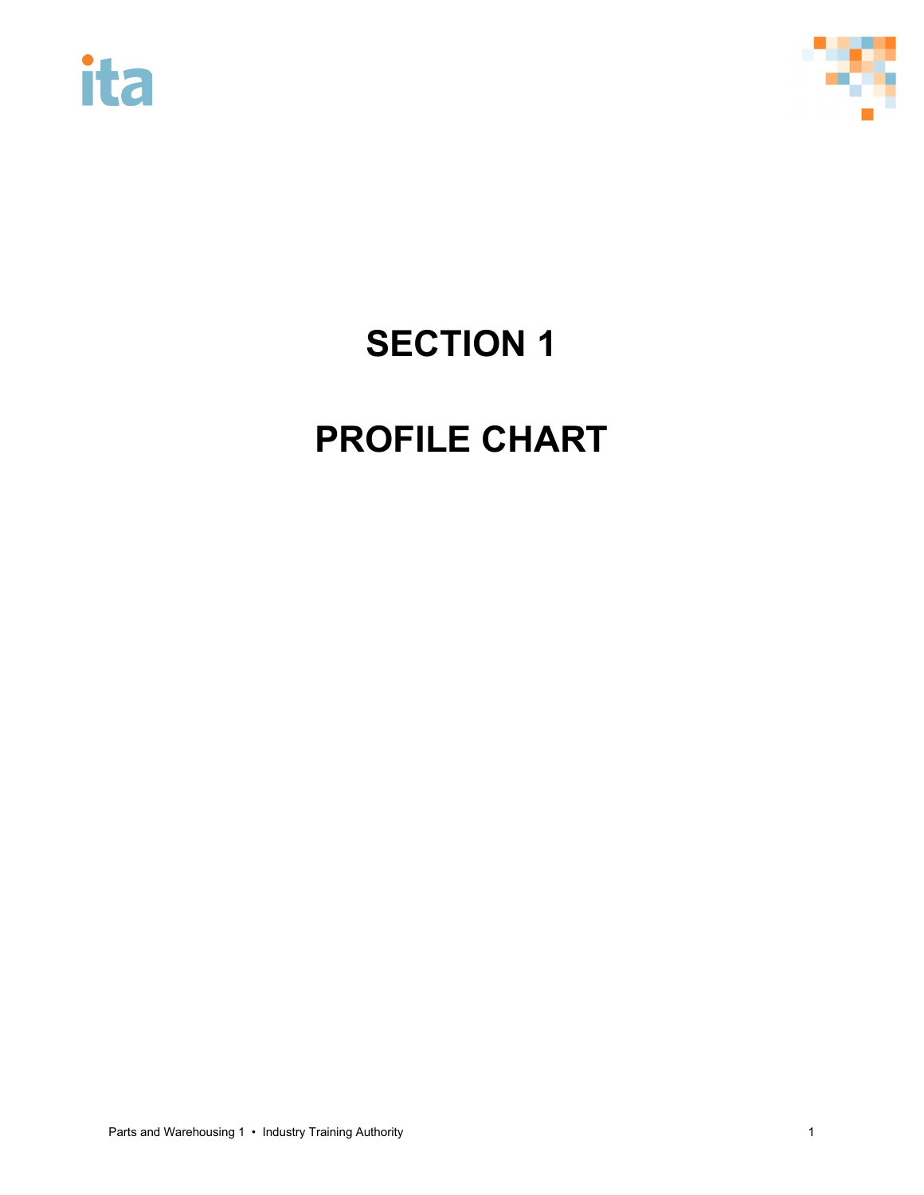# SECTION 1

# PROFILE CHART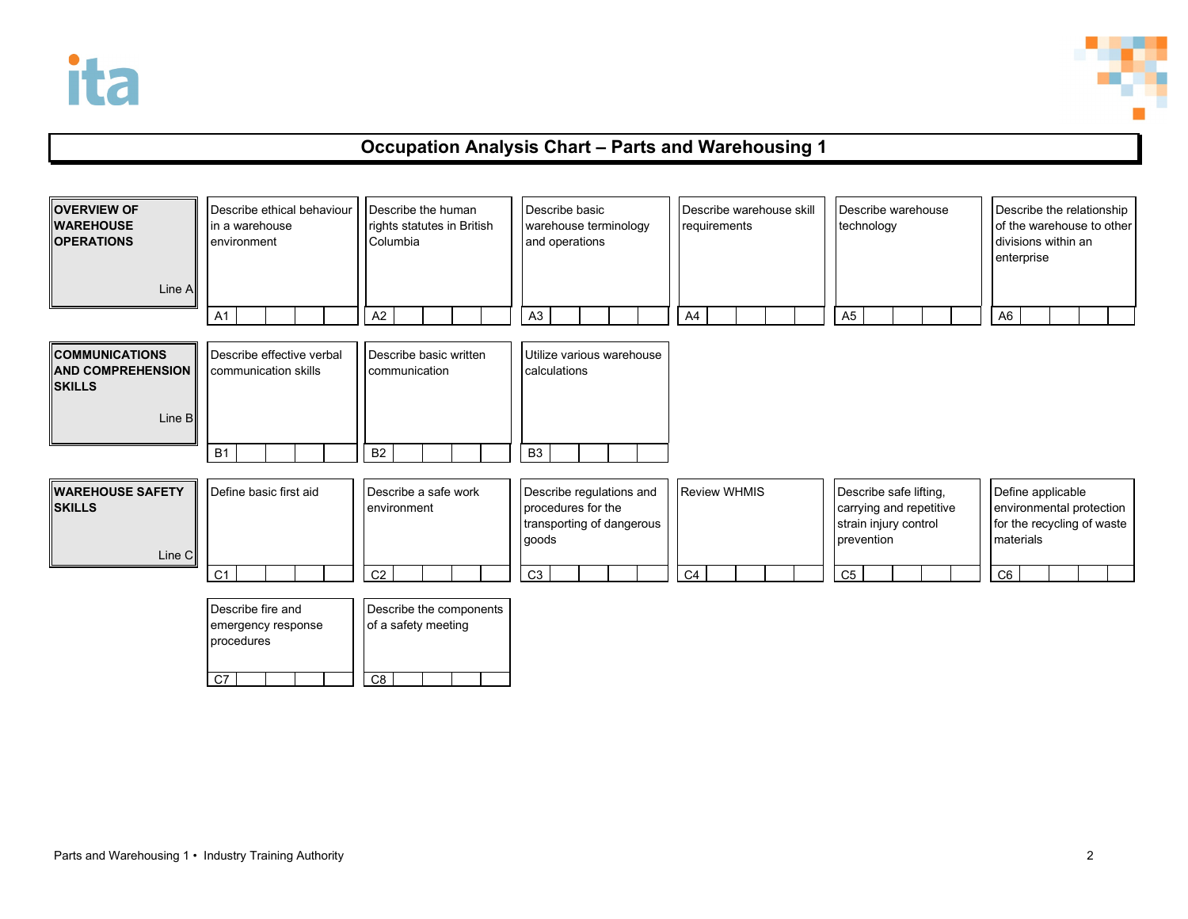# Occupation Analysis Chart – Parts and Warehousing 1

| Line | | | | | | |
|---|---|---|---|---|---|---|
| **OVERVIEW OF WAREHOUSE OPERATIONS** (Line A) | A1 Describe ethical behaviour in a warehouse environment | A2 Describe the human rights statutes in British Columbia | A3 Describe basic warehouse terminology and operations | A4 Describe warehouse skill requirements | A5 Describe warehouse technology | A6 Describe the relationship of the warehouse to other divisions within an enterprise |
| **COMMUNICATIONS AND COMPREHENSION SKILLS** (Line B) | B1 Describe effective verbal communication skills | B2 Describe basic written communication | B3 Utilize various warehouse calculations | | | |
| **WAREHOUSE SAFETY SKILLS** (Line C) | C1 Define basic first aid | C2 Describe a safe work environment | C3 Describe regulations and procedures for the transporting of dangerous goods | C4 Review WHMIS | C5 Describe safe lifting, carrying and repetitive strain injury control prevention | C6 Define applicable environmental protection for the recycling of waste materials |
| | C7 Describe fire and emergency response procedures | C8 Describe the components of a safety meeting | | | | |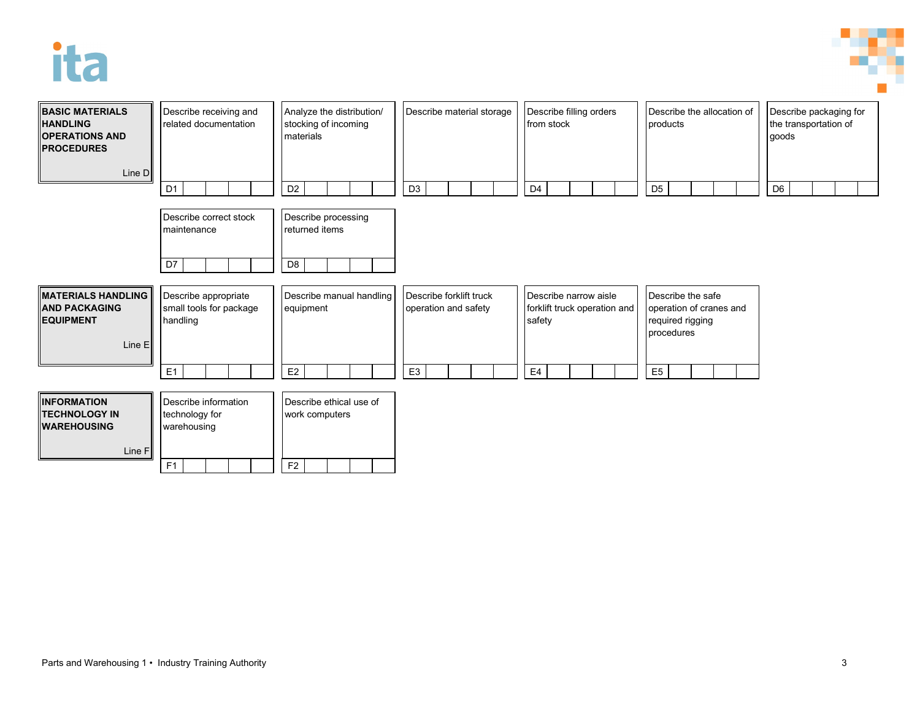| Line | | | | | | |
|---|---|---|---|---|---|---|
| **BASIC MATERIALS HANDLING OPERATIONS AND PROCEDURES** (Line D) | D1 Describe receiving and related documentation | D2 Analyze the distribution/ stocking of incoming materials | D3 Describe material storage | D4 Describe filling orders from stock | D5 Describe the allocation of products | D6 Describe packaging for the transportation of goods |
| | D7 Describe correct stock maintenance | D8 Describe processing returned items | | | | |
| **MATERIALS HANDLING AND PACKAGING EQUIPMENT** (Line E) | E1 Describe appropriate small tools for package handling | E2 Describe manual handling equipment | E3 Describe forklift truck operation and safety | E4 Describe narrow aisle forklift truck operation and safety | E5 Describe the safe operation of cranes and required rigging procedures | |
| **INFORMATION TECHNOLOGY IN WAREHOUSING** (Line F) | F1 Describe information technology for warehousing | F2 Describe ethical use of work computers | | | | |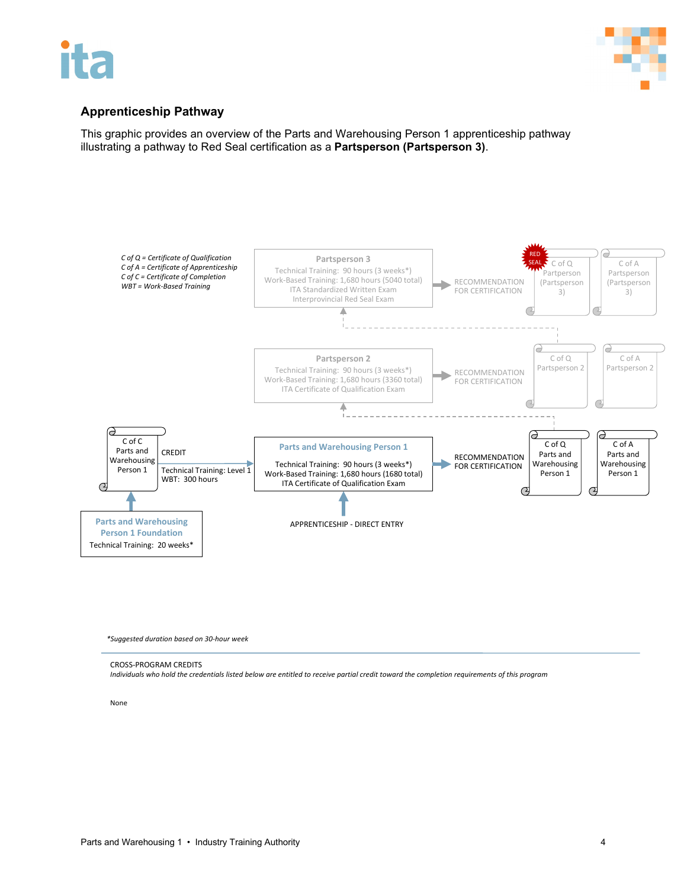## Apprenticeship Pathway

This graphic provides an overview of the Parts and Warehousing Person 1 apprenticeship pathway illustrating a pathway to Red Seal certification as a **Partsperson (Partsperson 3)**.

*C of Q = Certificate of Qualification*
*C of A = Certificate of Apprenticeship*
*C of C = Certificate of Completion*
*WBT = Work-Based Training*

**Partsperson 3**
Technical Training: 90 hours (3 weeks*)
Work-Based Training: 1,680 hours (5040 total)
ITA Standardized Written Exam
Interprovincial Red Seal Exam

RECOMMENDATION FOR CERTIFICATION → RED SEAL C of Q Partperson (Partsperson 3) | C of A Partsperson (Partsperson 3)

**Partsperson 2**
Technical Training: 90 hours (3 weeks*)
Work-Based Training: 1,680 hours (3360 total)
ITA Certificate of Qualification Exam

RECOMMENDATION FOR CERTIFICATION → C of Q Partsperson 2 | C of A Partsperson 2

**Parts and Warehousing Person 1**
Technical Training: 90 hours (3 weeks*)
Work-Based Training: 1,680 hours (1680 total)
ITA Certificate of Qualification Exam

RECOMMENDATION FOR CERTIFICATION → C of Q Parts and Warehousing Person 1 | C of A Parts and Warehousing Person 1

APPRENTICESHIP - DIRECT ENTRY

**Parts and Warehousing Person 1 Foundation**
Technical Training: 20 weeks*

→ C of C Parts and Warehousing Person 1

CREDIT
Technical Training: Level 1
WBT: 300 hours

*Suggested duration based on 30-hour week*

CROSS-PROGRAM CREDITS
*Individuals who hold the credentials listed below are entitled to receive partial credit toward the completion requirements of this program*

None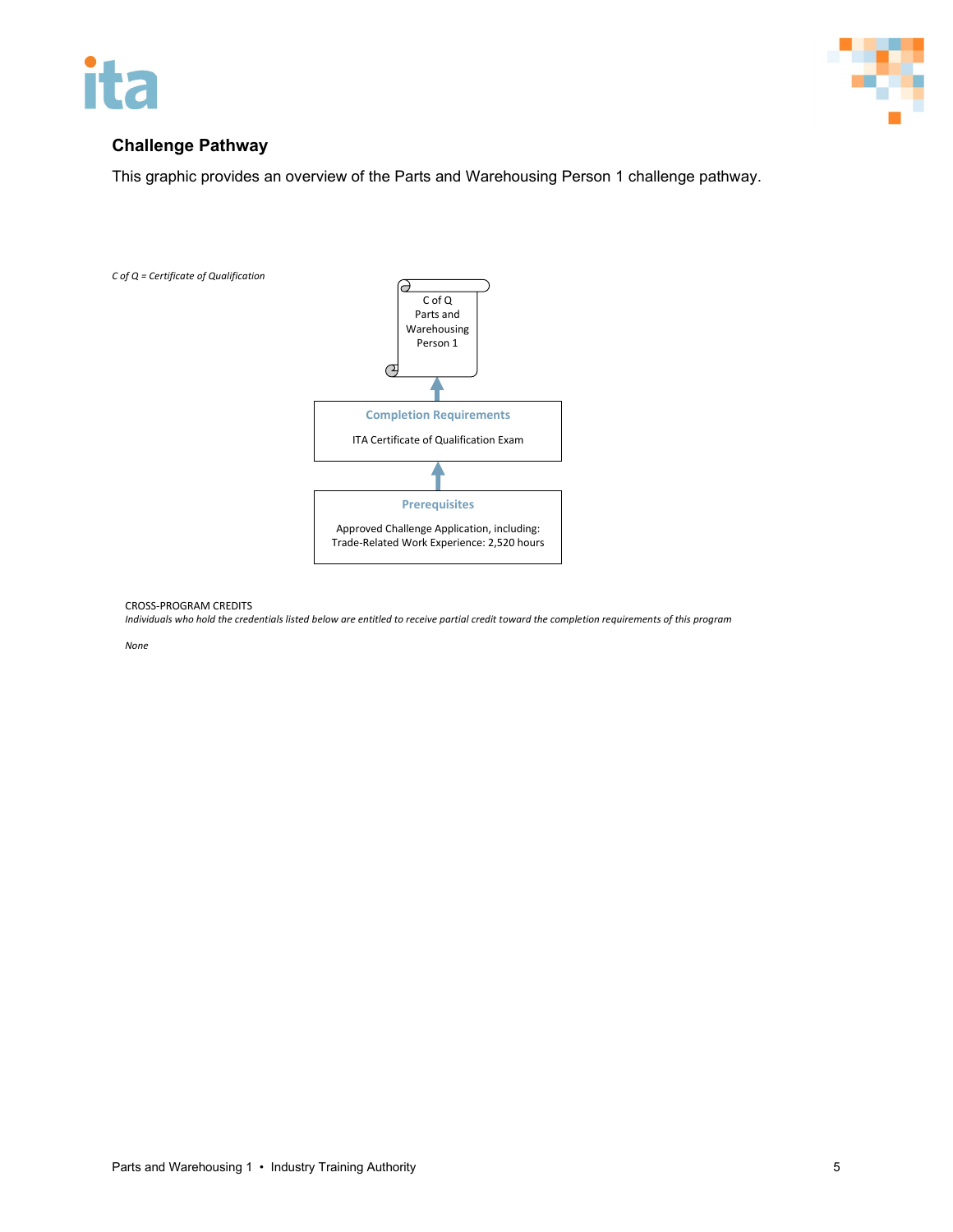## Challenge Pathway

This graphic provides an overview of the Parts and Warehousing Person 1 challenge pathway.

*C of Q = Certificate of Qualification*

C of Q
Parts and
Warehousing
Person 1

↑

**Completion Requirements**

ITA Certificate of Qualification Exam

↑

**Prerequisites**

Approved Challenge Application, including:
Trade-Related Work Experience: 2,520 hours

CROSS-PROGRAM CREDITS

*Individuals who hold the credentials listed below are entitled to receive partial credit toward the completion requirements of this program*

*None*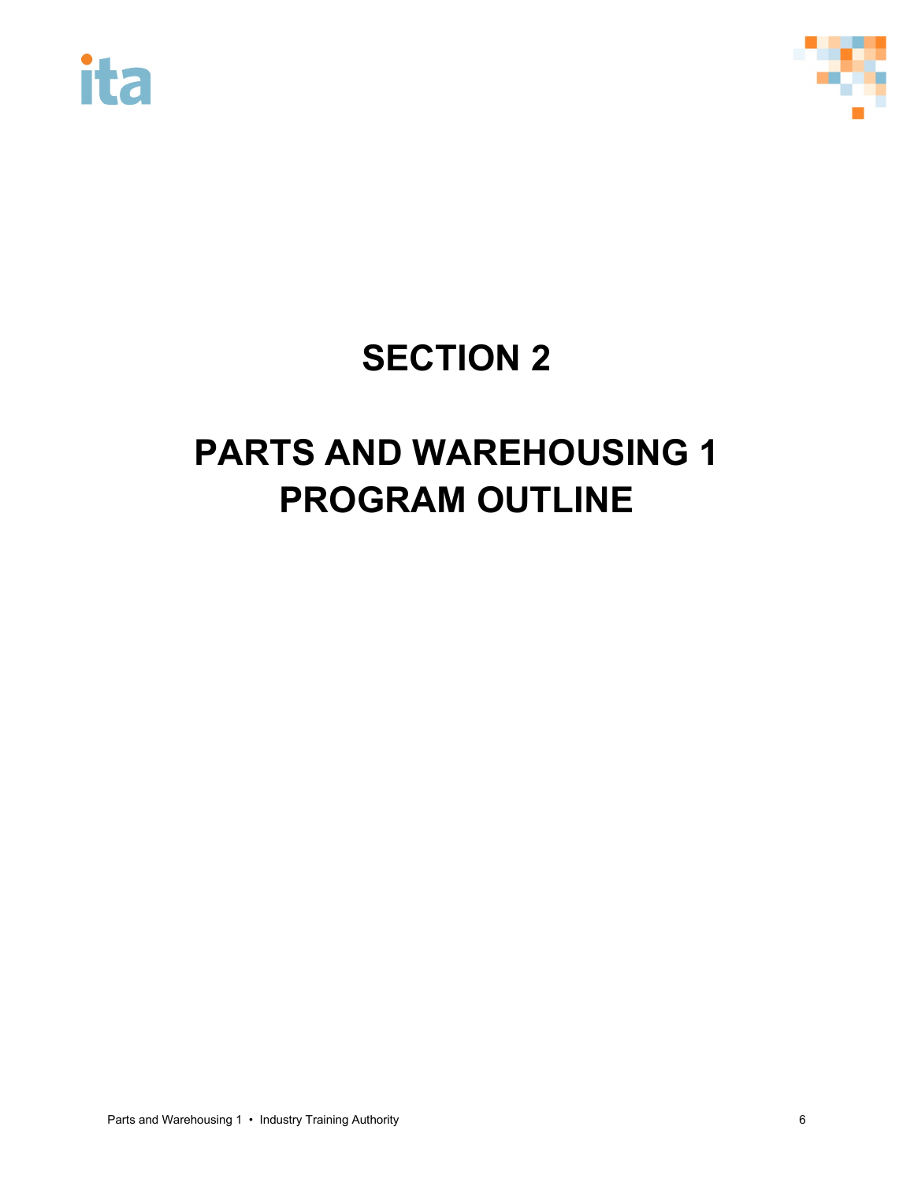# SECTION 2

# PARTS AND WAREHOUSING 1 PROGRAM OUTLINE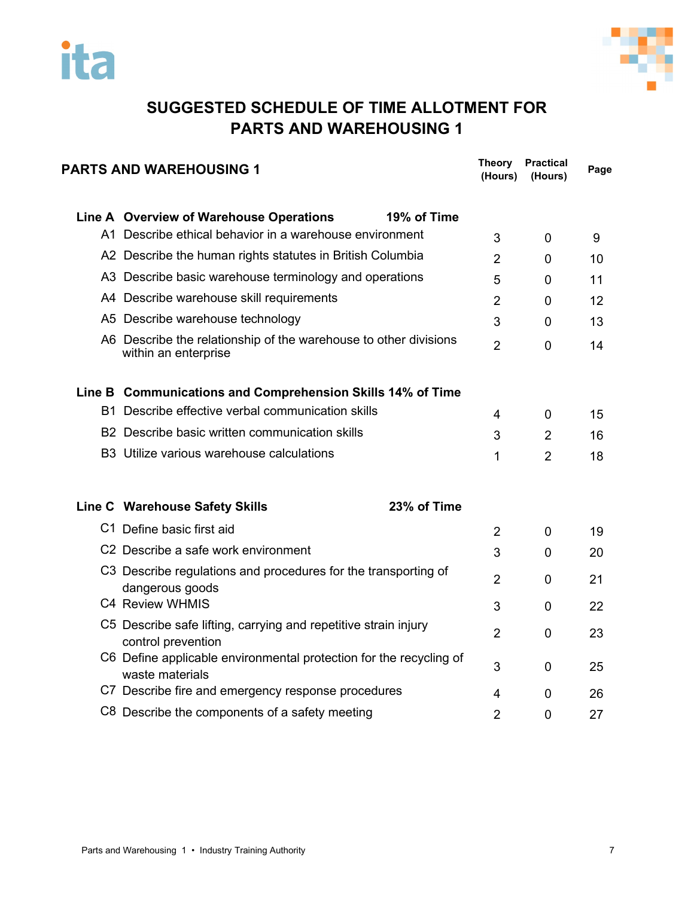# SUGGESTED SCHEDULE OF TIME ALLOTMENT FOR PARTS AND WAREHOUSING 1

| PARTS AND WAREHOUSING 1 | | Theory (Hours) | Practical (Hours) | Page |
|---|---|---|---|---|
| **Line A** | **Overview of Warehouse Operations — 19% of Time** | | | |
| A1 | Describe ethical behavior in a warehouse environment | 3 | 0 | 9 |
| A2 | Describe the human rights statutes in British Columbia | 2 | 0 | 10 |
| A3 | Describe basic warehouse terminology and operations | 5 | 0 | 11 |
| A4 | Describe warehouse skill requirements | 2 | 0 | 12 |
| A5 | Describe warehouse technology | 3 | 0 | 13 |
| A6 | Describe the relationship of the warehouse to other divisions within an enterprise | 2 | 0 | 14 |
| **Line B** | **Communications and Comprehension Skills 14% of Time** | | | |
| B1 | Describe effective verbal communication skills | 4 | 0 | 15 |
| B2 | Describe basic written communication skills | 3 | 2 | 16 |
| B3 | Utilize various warehouse calculations | 1 | 2 | 18 |
| **Line C** | **Warehouse Safety Skills — 23% of Time** | | | |
| C1 | Define basic first aid | 2 | 0 | 19 |
| C2 | Describe a safe work environment | 3 | 0 | 20 |
| C3 | Describe regulations and procedures for the transporting of dangerous goods | 2 | 0 | 21 |
| C4 | Review WHMIS | 3 | 0 | 22 |
| C5 | Describe safe lifting, carrying and repetitive strain injury control prevention | 2 | 0 | 23 |
| C6 | Define applicable environmental protection for the recycling of waste materials | 3 | 0 | 25 |
| C7 | Describe fire and emergency response procedures | 4 | 0 | 26 |
| C8 | Describe the components of a safety meeting | 2 | 0 | 27 |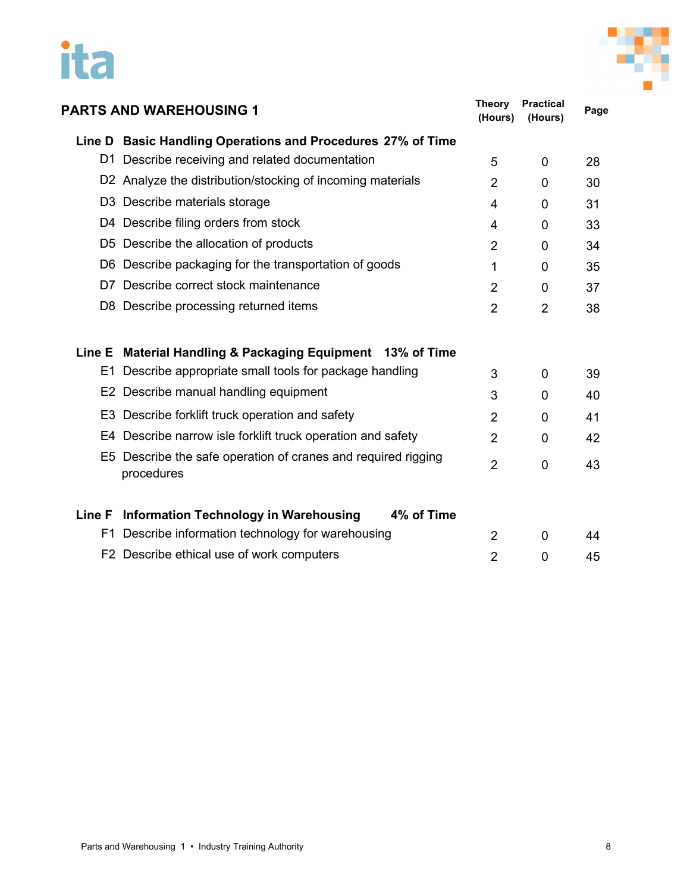## PARTS AND WAREHOUSING 1

| | | Theory (Hours) | Practical (Hours) | Page |
|---|---|---|---|---|
| **Line D** | **Basic Handling Operations and Procedures 27% of Time** | | | |
| D1 | Describe receiving and related documentation | 5 | 0 | 28 |
| D2 | Analyze the distribution/stocking of incoming materials | 2 | 0 | 30 |
| D3 | Describe materials storage | 4 | 0 | 31 |
| D4 | Describe filing orders from stock | 4 | 0 | 33 |
| D5 | Describe the allocation of products | 2 | 0 | 34 |
| D6 | Describe packaging for the transportation of goods | 1 | 0 | 35 |
| D7 | Describe correct stock maintenance | 2 | 0 | 37 |
| D8 | Describe processing returned items | 2 | 2 | 38 |
| **Line E** | **Material Handling & Packaging Equipment 13% of Time** | | | |
| E1 | Describe appropriate small tools for package handling | 3 | 0 | 39 |
| E2 | Describe manual handling equipment | 3 | 0 | 40 |
| E3 | Describe forklift truck operation and safety | 2 | 0 | 41 |
| E4 | Describe narrow isle forklift truck operation and safety | 2 | 0 | 42 |
| E5 | Describe the safe operation of cranes and required rigging procedures | 2 | 0 | 43 |
| **Line F** | **Information Technology in Warehousing 4% of Time** | | | |
| F1 | Describe information technology for warehousing | 2 | 0 | 44 |
| F2 | Describe ethical use of work computers | 2 | 0 | 45 |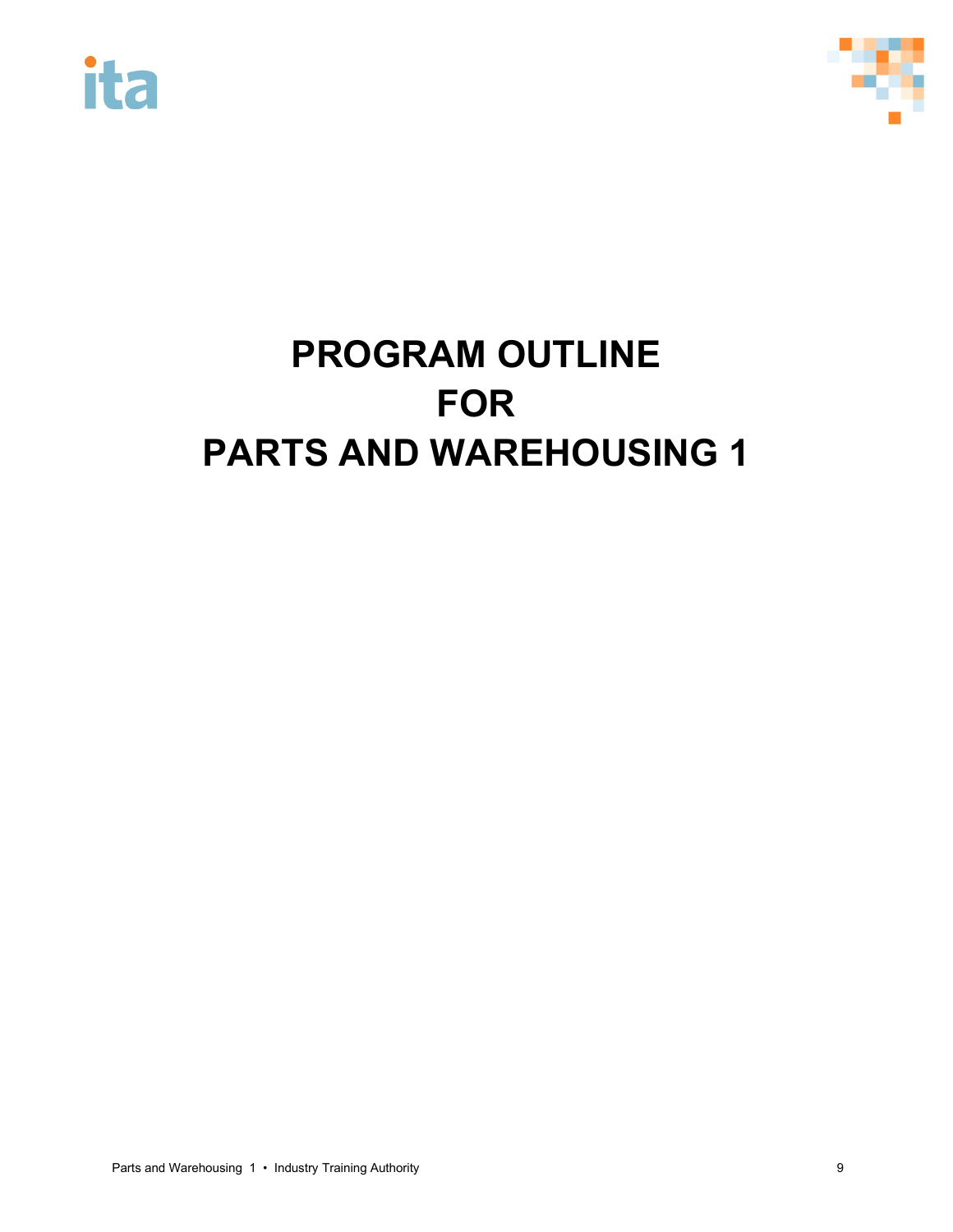# PROGRAM OUTLINE
# FOR
# PARTS AND WAREHOUSING 1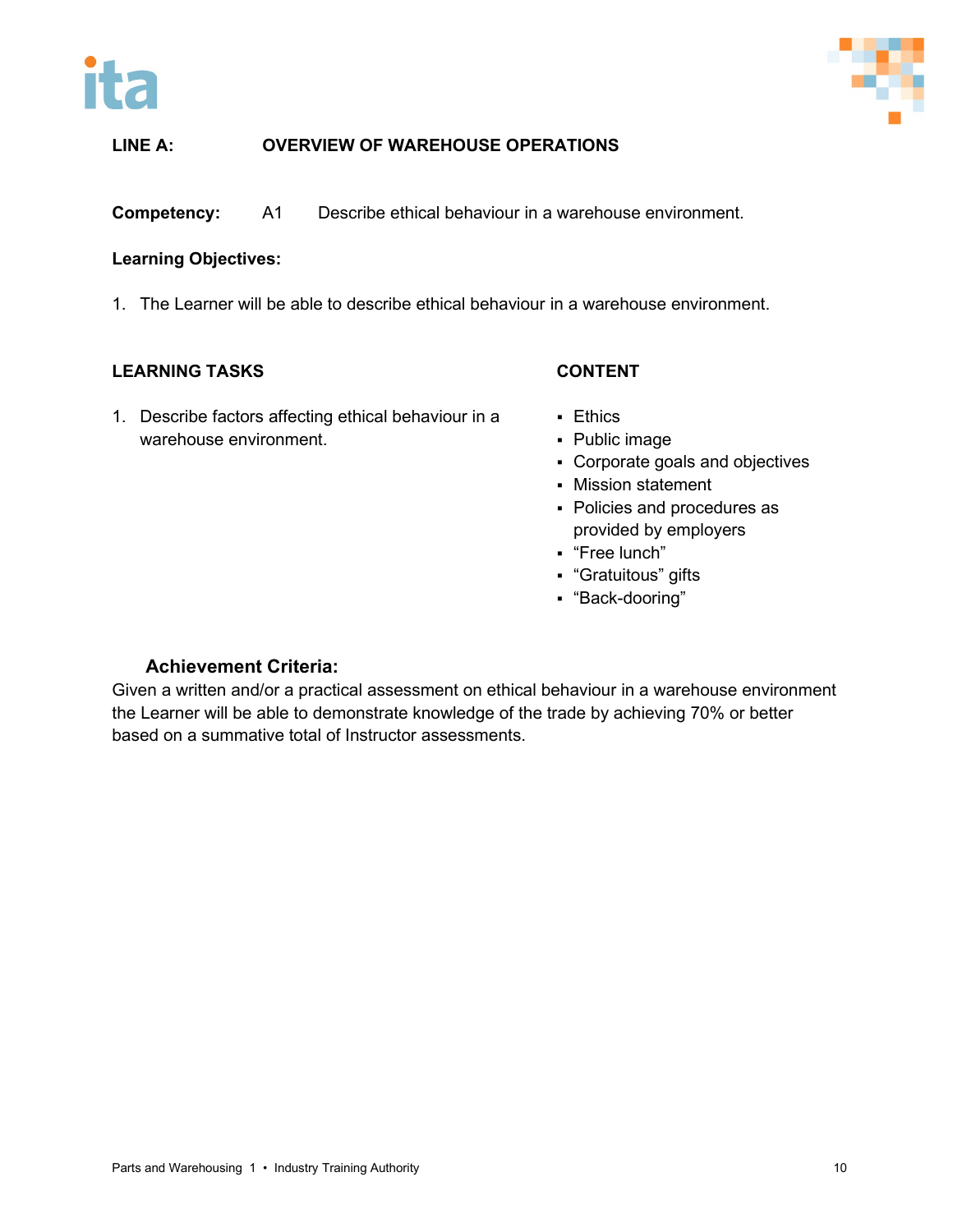**LINE A: OVERVIEW OF WAREHOUSE OPERATIONS**

**Competency:** A1 Describe ethical behaviour in a warehouse environment.

**Learning Objectives:**

1. The Learner will be able to describe ethical behaviour in a warehouse environment.

| LEARNING TASKS | CONTENT |
| --- | --- |
| 1. Describe factors affecting ethical behaviour in a warehouse environment. | ▪ Ethics<br>▪ Public image<br>▪ Corporate goals and objectives<br>▪ Mission statement<br>▪ Policies and procedures as provided by employers<br>▪ “Free lunch”<br>▪ “Gratuitous” gifts<br>▪ “Back-dooring” |

**Achievement Criteria:**

Given a written and/or a practical assessment on ethical behaviour in a warehouse environment the Learner will be able to demonstrate knowledge of the trade by achieving 70% or better based on a summative total of Instructor assessments.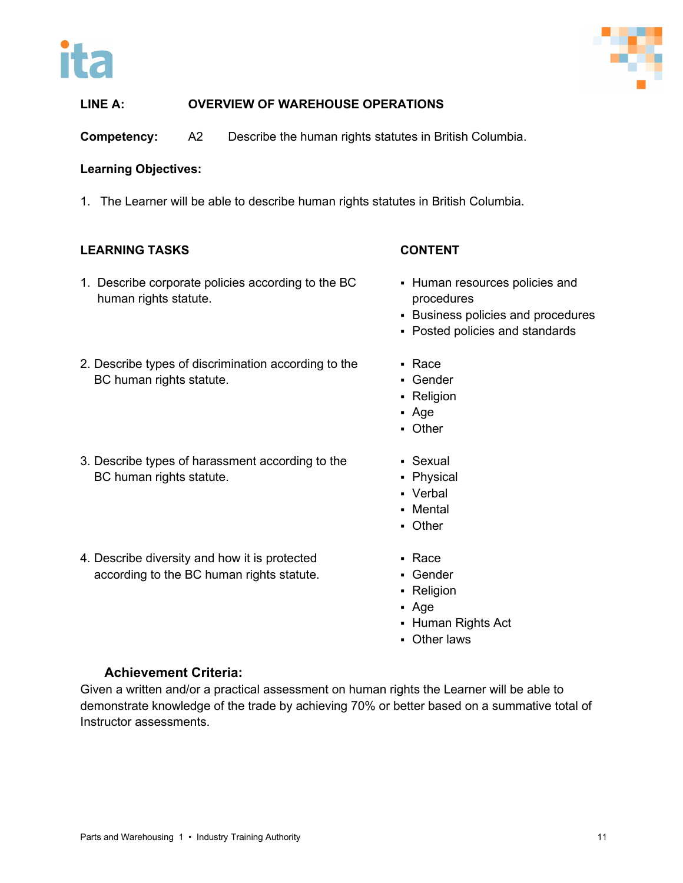**LINE A: OVERVIEW OF WAREHOUSE OPERATIONS**

**Competency:** A2 Describe the human rights statutes in British Columbia.

**Learning Objectives:**

1. The Learner will be able to describe human rights statutes in British Columbia.

| LEARNING TASKS | CONTENT |
|---|---|
| 1. Describe corporate policies according to the BC human rights statute. | ▪ Human resources policies and procedures<br>▪ Business policies and procedures<br>▪ Posted policies and standards |
| 2. Describe types of discrimination according to the BC human rights statute. | ▪ Race<br>▪ Gender<br>▪ Religion<br>▪ Age<br>▪ Other |
| 3. Describe types of harassment according to the BC human rights statute. | ▪ Sexual<br>▪ Physical<br>▪ Verbal<br>▪ Mental<br>▪ Other |
| 4. Describe diversity and how it is protected according to the BC human rights statute. | ▪ Race<br>▪ Gender<br>▪ Religion<br>▪ Age<br>▪ Human Rights Act<br>▪ Other laws |

**Achievement Criteria:**

Given a written and/or a practical assessment on human rights the Learner will be able to demonstrate knowledge of the trade by achieving 70% or better based on a summative total of Instructor assessments.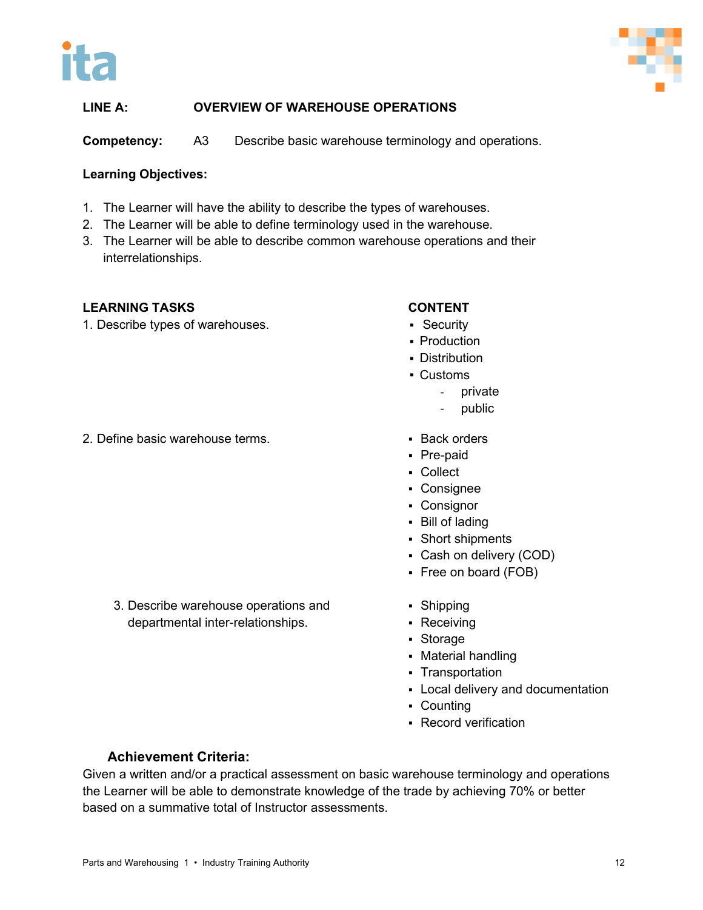**LINE A: OVERVIEW OF WAREHOUSE OPERATIONS**

**Competency:** A3 Describe basic warehouse terminology and operations.

**Learning Objectives:**

1. The Learner will have the ability to describe the types of warehouses.
2. The Learner will be able to define terminology used in the warehouse.
3. The Learner will be able to describe common warehouse operations and their interrelationships.

| LEARNING TASKS | CONTENT |
|---|---|
| 1. Describe types of warehouses. | ▪ Security<br>▪ Production<br>▪ Distribution<br>▪ Customs<br>  - private<br>  - public |
| 2. Define basic warehouse terms. | ▪ Back orders<br>▪ Pre-paid<br>▪ Collect<br>▪ Consignee<br>▪ Consignor<br>▪ Bill of lading<br>▪ Short shipments<br>▪ Cash on delivery (COD)<br>▪ Free on board (FOB) |
| 3. Describe warehouse operations and departmental inter-relationships. | ▪ Shipping<br>▪ Receiving<br>▪ Storage<br>▪ Material handling<br>▪ Transportation<br>▪ Local delivery and documentation<br>▪ Counting<br>▪ Record verification |

**Achievement Criteria:**

Given a written and/or a practical assessment on basic warehouse terminology and operations the Learner will be able to demonstrate knowledge of the trade by achieving 70% or better based on a summative total of Instructor assessments.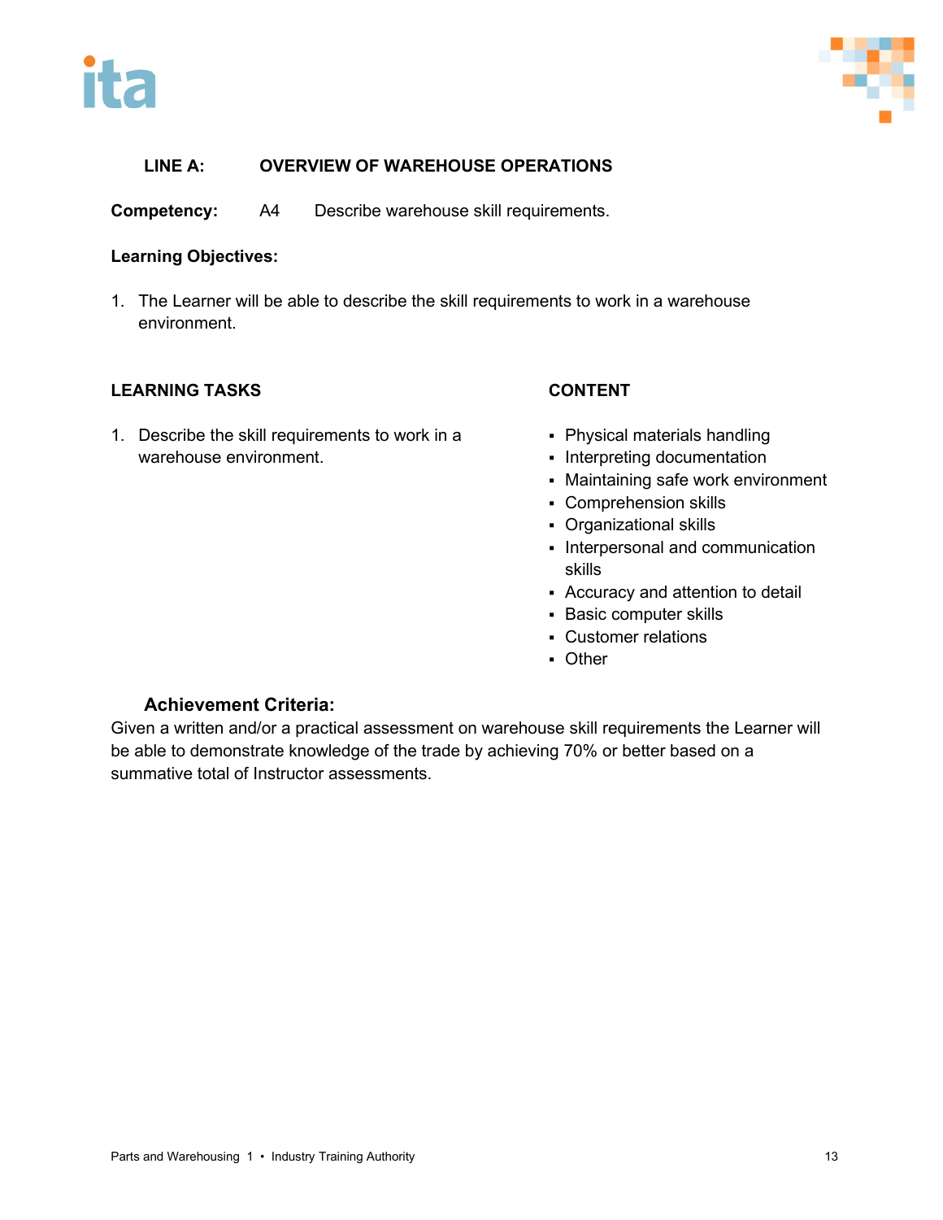## LINE A: OVERVIEW OF WAREHOUSE OPERATIONS

**Competency:** A4 Describe warehouse skill requirements.

**Learning Objectives:**

1. The Learner will be able to describe the skill requirements to work in a warehouse environment.

| LEARNING TASKS | CONTENT |
|---|---|
| 1. Describe the skill requirements to work in a warehouse environment. | ▪ Physical materials handling<br>▪ Interpreting documentation<br>▪ Maintaining safe work environment<br>▪ Comprehension skills<br>▪ Organizational skills<br>▪ Interpersonal and communication skills<br>▪ Accuracy and attention to detail<br>▪ Basic computer skills<br>▪ Customer relations<br>▪ Other |

### Achievement Criteria:

Given a written and/or a practical assessment on warehouse skill requirements the Learner will be able to demonstrate knowledge of the trade by achieving 70% or better based on a summative total of Instructor assessments.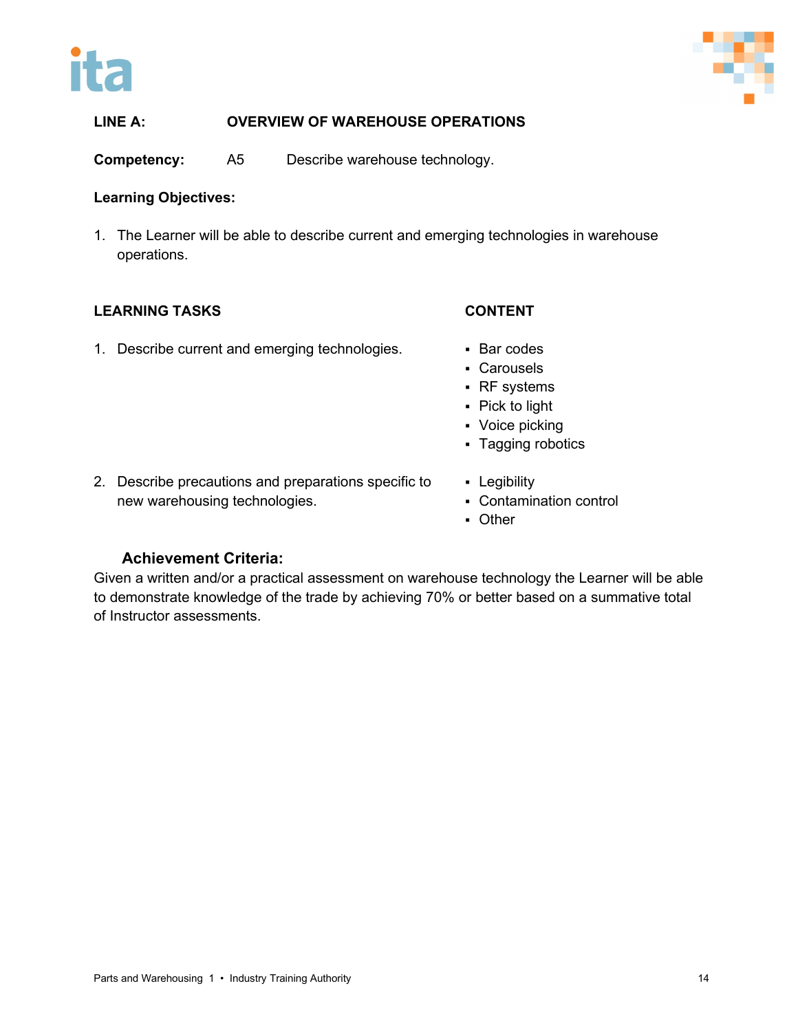**LINE A: OVERVIEW OF WAREHOUSE OPERATIONS**

**Competency:** A5 Describe warehouse technology.

**Learning Objectives:**

1. The Learner will be able to describe current and emerging technologies in warehouse operations.

| LEARNING TASKS | CONTENT |
|---|---|
| 1. Describe current and emerging technologies. | ▪ Bar codes<br>▪ Carousels<br>▪ RF systems<br>▪ Pick to light<br>▪ Voice picking<br>▪ Tagging robotics |
| 2. Describe precautions and preparations specific to new warehousing technologies. | ▪ Legibility<br>▪ Contamination control<br>▪ Other |

**Achievement Criteria:**

Given a written and/or a practical assessment on warehouse technology the Learner will be able to demonstrate knowledge of the trade by achieving 70% or better based on a summative total of Instructor assessments.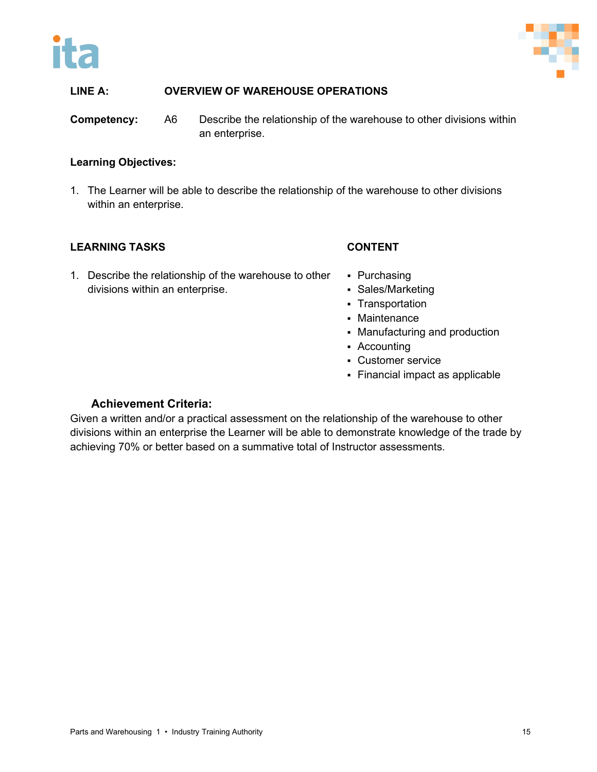**LINE A: OVERVIEW OF WAREHOUSE OPERATIONS**

**Competency:** A6 Describe the relationship of the warehouse to other divisions within an enterprise.

**Learning Objectives:**

1. The Learner will be able to describe the relationship of the warehouse to other divisions within an enterprise.

| LEARNING TASKS | CONTENT |
|---|---|
| 1. Describe the relationship of the warehouse to other divisions within an enterprise. | ▪ Purchasing<br>▪ Sales/Marketing<br>▪ Transportation<br>▪ Maintenance<br>▪ Manufacturing and production<br>▪ Accounting<br>▪ Customer service<br>▪ Financial impact as applicable |

**Achievement Criteria:**

Given a written and/or a practical assessment on the relationship of the warehouse to other divisions within an enterprise the Learner will be able to demonstrate knowledge of the trade by achieving 70% or better based on a summative total of Instructor assessments.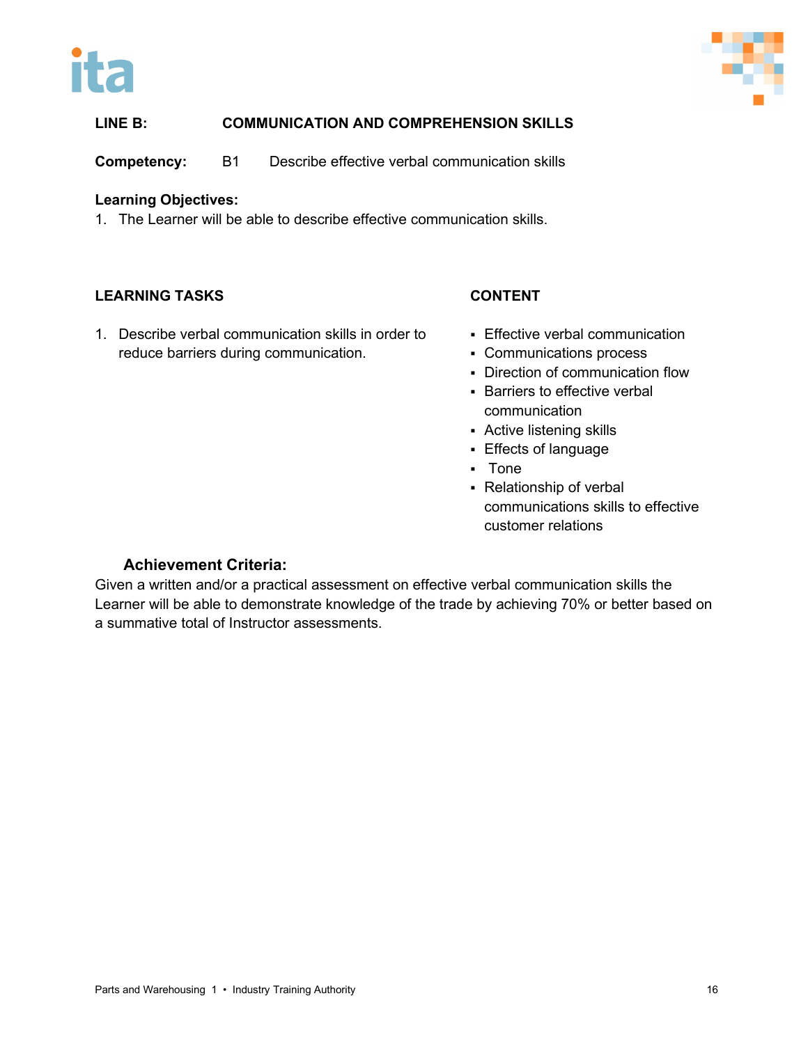**LINE B: COMMUNICATION AND COMPREHENSION SKILLS**

**Competency:** B1 Describe effective verbal communication skills

**Learning Objectives:**

1. The Learner will be able to describe effective communication skills.

| LEARNING TASKS | CONTENT |
|---|---|
| 1. Describe verbal communication skills in order to reduce barriers during communication. | ▪ Effective verbal communication<br>▪ Communications process<br>▪ Direction of communication flow<br>▪ Barriers to effective verbal communication<br>▪ Active listening skills<br>▪ Effects of language<br>▪ Tone<br>▪ Relationship of verbal communications skills to effective customer relations |

**Achievement Criteria:**

Given a written and/or a practical assessment on effective verbal communication skills the Learner will be able to demonstrate knowledge of the trade by achieving 70% or better based on a summative total of Instructor assessments.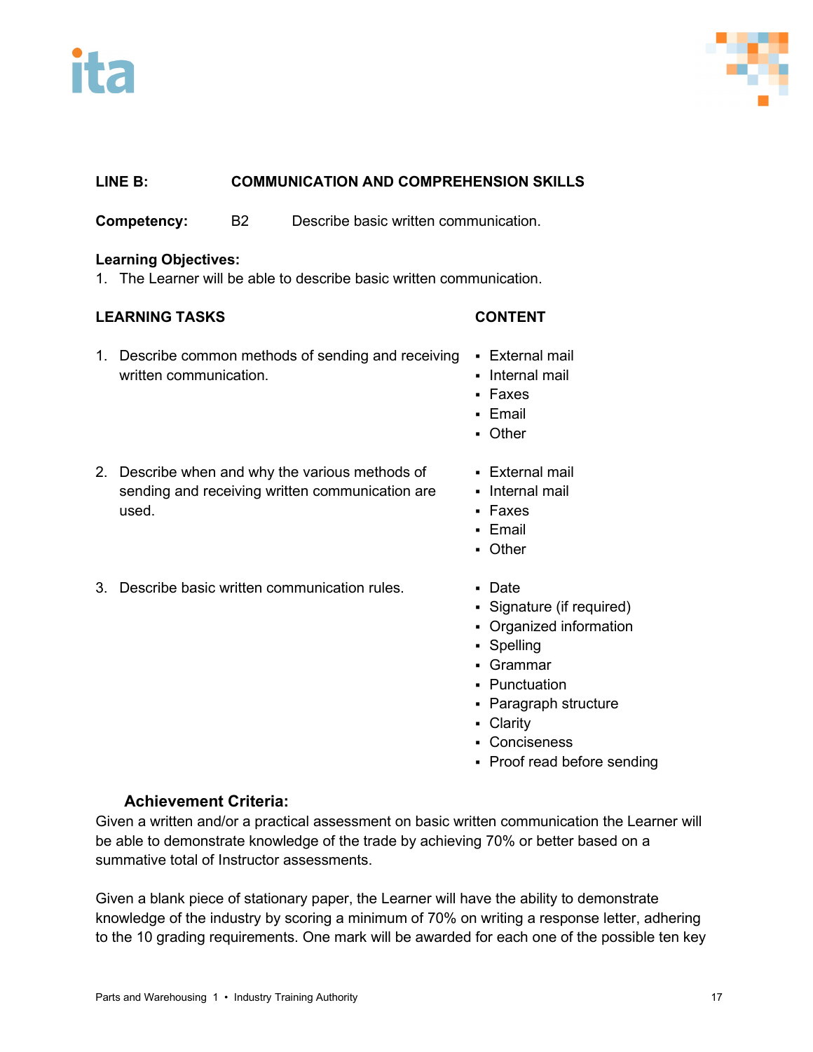**LINE B: COMMUNICATION AND COMPREHENSION SKILLS**

**Competency:** B2 Describe basic written communication.

**Learning Objectives:**

1. The Learner will be able to describe basic written communication.

| LEARNING TASKS | CONTENT |
|---|---|
| 1. Describe common methods of sending and receiving written communication. | ▪ External mail<br>▪ Internal mail<br>▪ Faxes<br>▪ Email<br>▪ Other |
| 2. Describe when and why the various methods of sending and receiving written communication are used. | ▪ External mail<br>▪ Internal mail<br>▪ Faxes<br>▪ Email<br>▪ Other |
| 3. Describe basic written communication rules. | ▪ Date<br>▪ Signature (if required)<br>▪ Organized information<br>▪ Spelling<br>▪ Grammar<br>▪ Punctuation<br>▪ Paragraph structure<br>▪ Clarity<br>▪ Conciseness<br>▪ Proof read before sending |

**Achievement Criteria:**

Given a written and/or a practical assessment on basic written communication the Learner will be able to demonstrate knowledge of the trade by achieving 70% or better based on a summative total of Instructor assessments.

Given a blank piece of stationary paper, the Learner will have the ability to demonstrate knowledge of the industry by scoring a minimum of 70% on writing a response letter, adhering to the 10 grading requirements. One mark will be awarded for each one of the possible ten key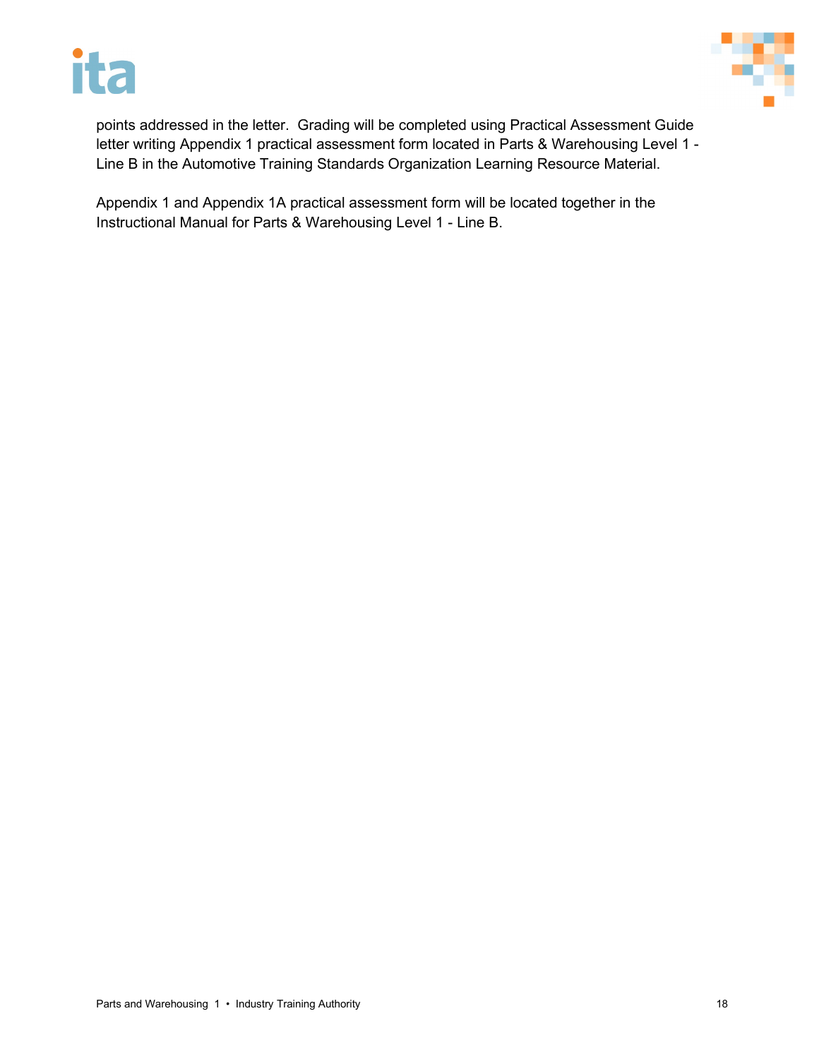points addressed in the letter. Grading will be completed using Practical Assessment Guide letter writing Appendix 1 practical assessment form located in Parts & Warehousing Level 1 - Line B in the Automotive Training Standards Organization Learning Resource Material.

Appendix 1 and Appendix 1A practical assessment form will be located together in the Instructional Manual for Parts & Warehousing Level 1 - Line B.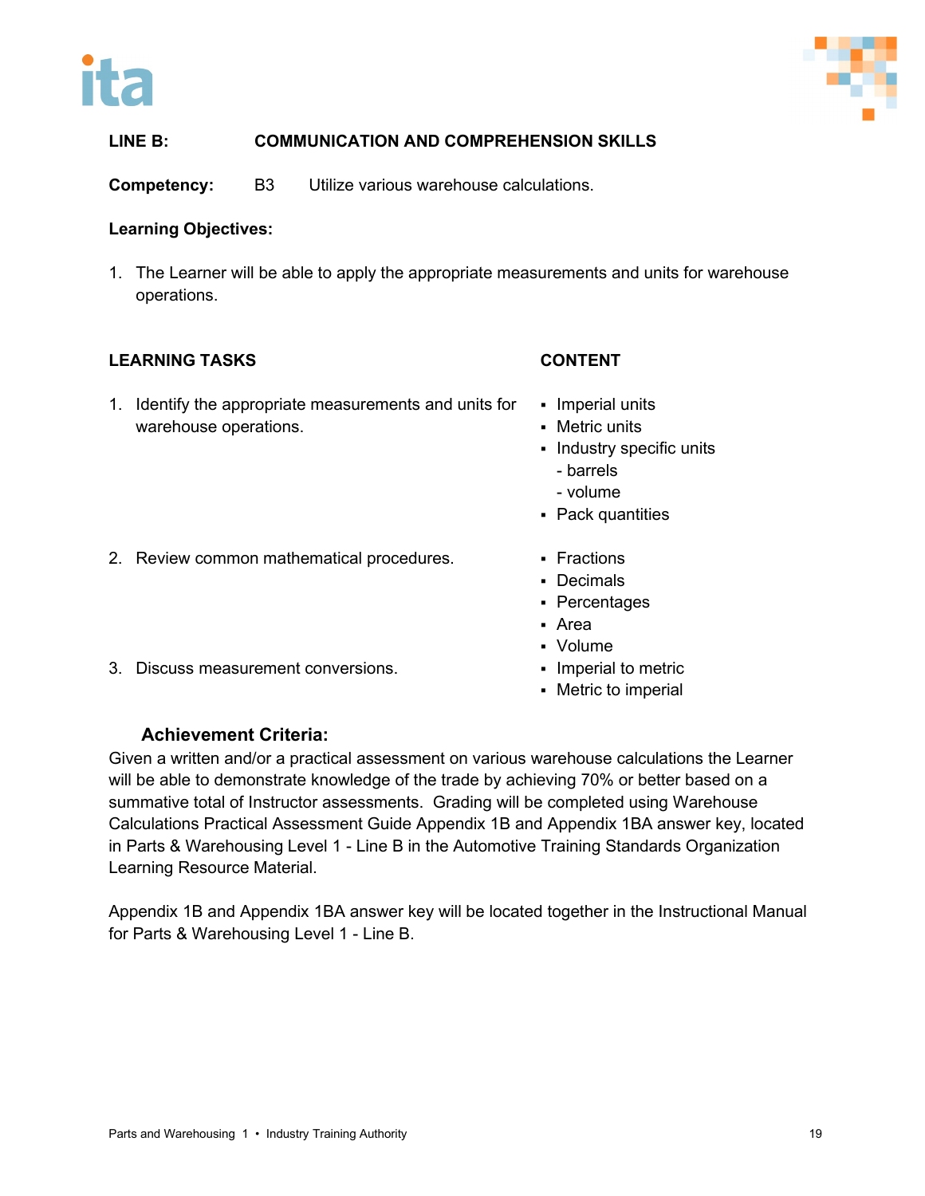**LINE B: COMMUNICATION AND COMPREHENSION SKILLS**

**Competency:** B3 Utilize various warehouse calculations.

**Learning Objectives:**

1. The Learner will be able to apply the appropriate measurements and units for warehouse operations.

| LEARNING TASKS | CONTENT |
|---|---|
| 1. Identify the appropriate measurements and units for warehouse operations. | ▪ Imperial units<br>▪ Metric units<br>▪ Industry specific units<br>- barrels<br>- volume<br>▪ Pack quantities |
| 2. Review common mathematical procedures. | ▪ Fractions<br>▪ Decimals<br>▪ Percentages<br>▪ Area<br>▪ Volume |
| 3. Discuss measurement conversions. | ▪ Imperial to metric<br>▪ Metric to imperial |

**Achievement Criteria:**

Given a written and/or a practical assessment on various warehouse calculations the Learner will be able to demonstrate knowledge of the trade by achieving 70% or better based on a summative total of Instructor assessments. Grading will be completed using Warehouse Calculations Practical Assessment Guide Appendix 1B and Appendix 1BA answer key, located in Parts & Warehousing Level 1 - Line B in the Automotive Training Standards Organization Learning Resource Material.

Appendix 1B and Appendix 1BA answer key will be located together in the Instructional Manual for Parts & Warehousing Level 1 - Line B.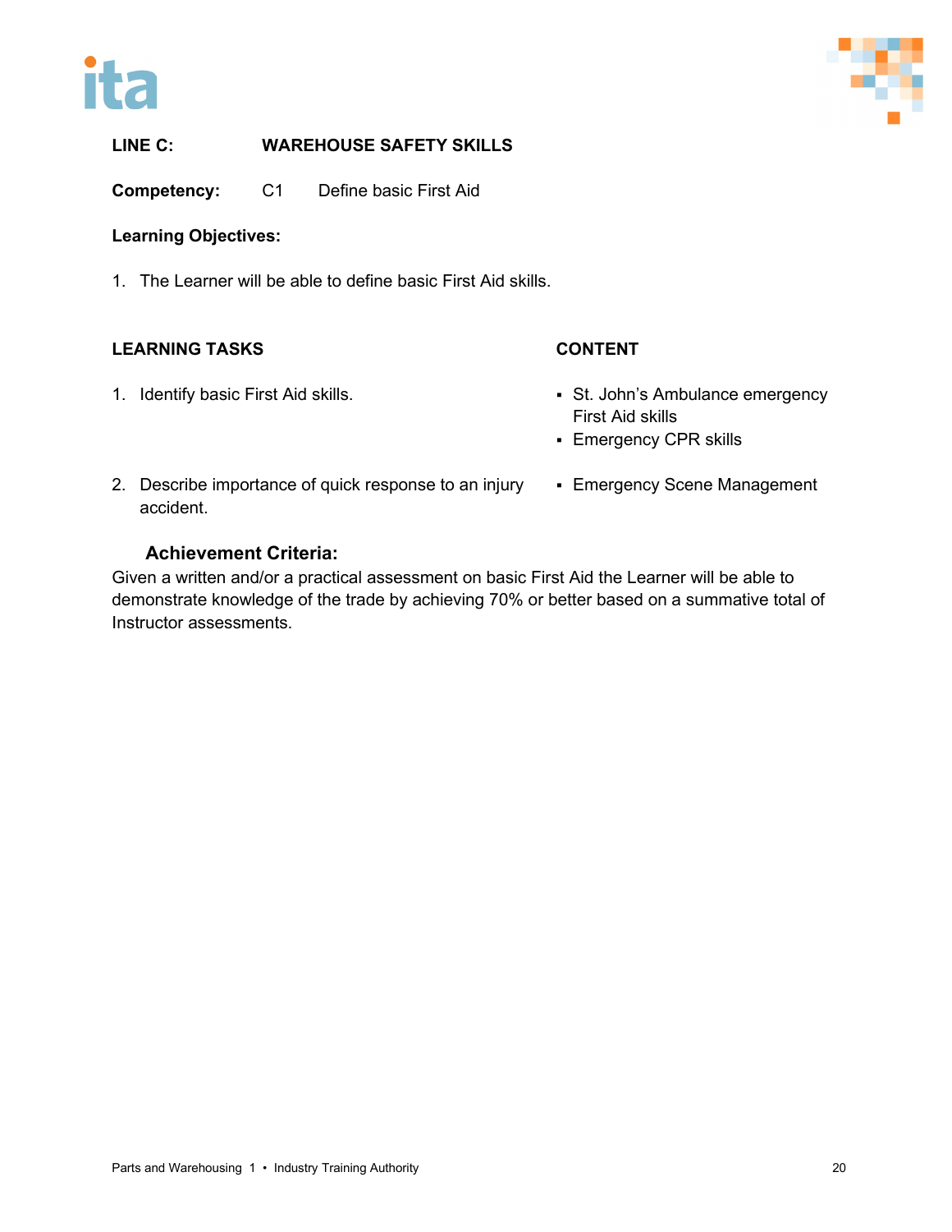**LINE C: WAREHOUSE SAFETY SKILLS**

**Competency:** C1 Define basic First Aid

**Learning Objectives:**

1. The Learner will be able to define basic First Aid skills.

| LEARNING TASKS | CONTENT |
|---|---|
| 1. Identify basic First Aid skills. | ▪ St. John's Ambulance emergency First Aid skills<br>▪ Emergency CPR skills |
| 2. Describe importance of quick response to an injury accident. | ▪ Emergency Scene Management |

**Achievement Criteria:**

Given a written and/or a practical assessment on basic First Aid the Learner will be able to demonstrate knowledge of the trade by achieving 70% or better based on a summative total of Instructor assessments.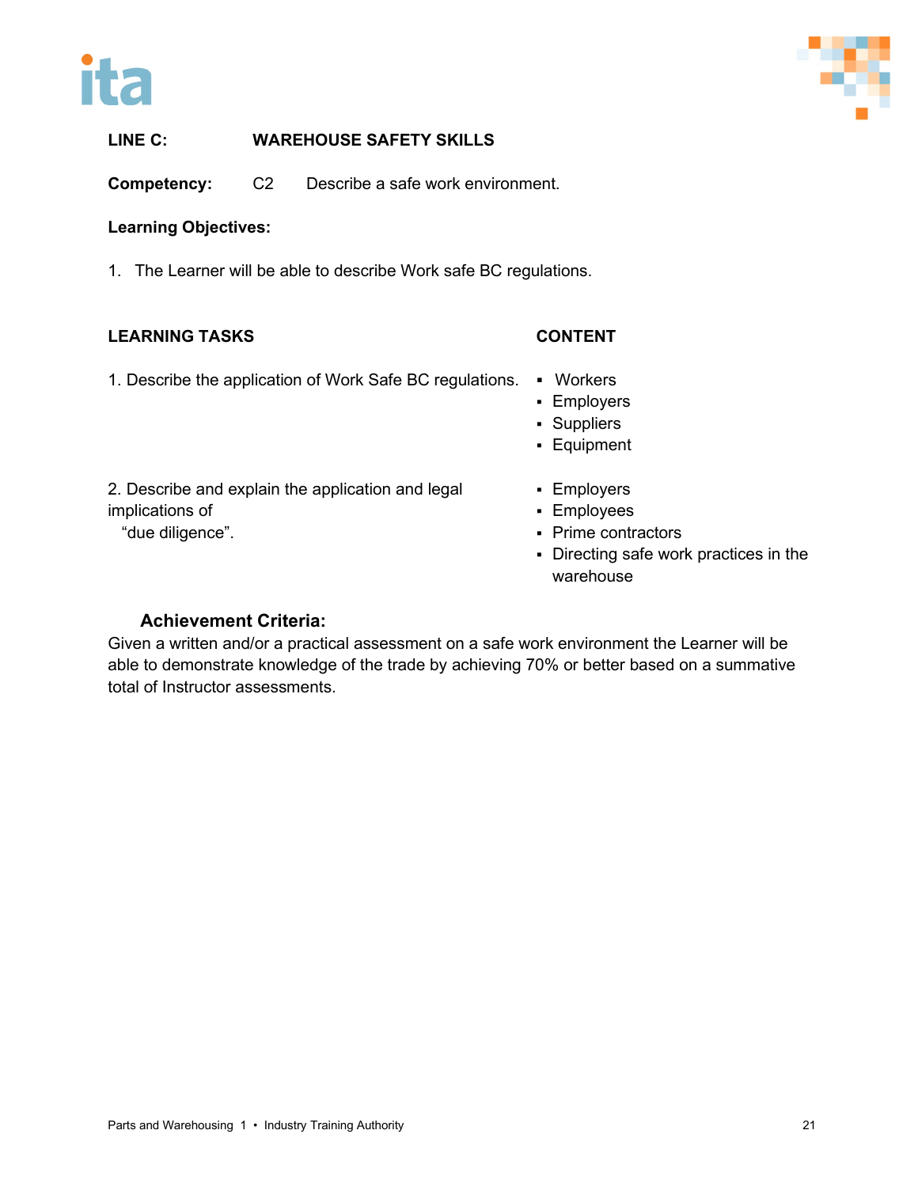**LINE C: WAREHOUSE SAFETY SKILLS**

**Competency:** C2 Describe a safe work environment.

**Learning Objectives:**

1. The Learner will be able to describe Work safe BC regulations.

| LEARNING TASKS | CONTENT |
|---|---|
| 1. Describe the application of Work Safe BC regulations. | ▪ Workers<br>▪ Employers<br>▪ Suppliers<br>▪ Equipment |
| 2. Describe and explain the application and legal implications of "due diligence". | ▪ Employers<br>▪ Employees<br>▪ Prime contractors<br>▪ Directing safe work practices in the warehouse |

**Achievement Criteria:**

Given a written and/or a practical assessment on a safe work environment the Learner will be able to demonstrate knowledge of the trade by achieving 70% or better based on a summative total of Instructor assessments.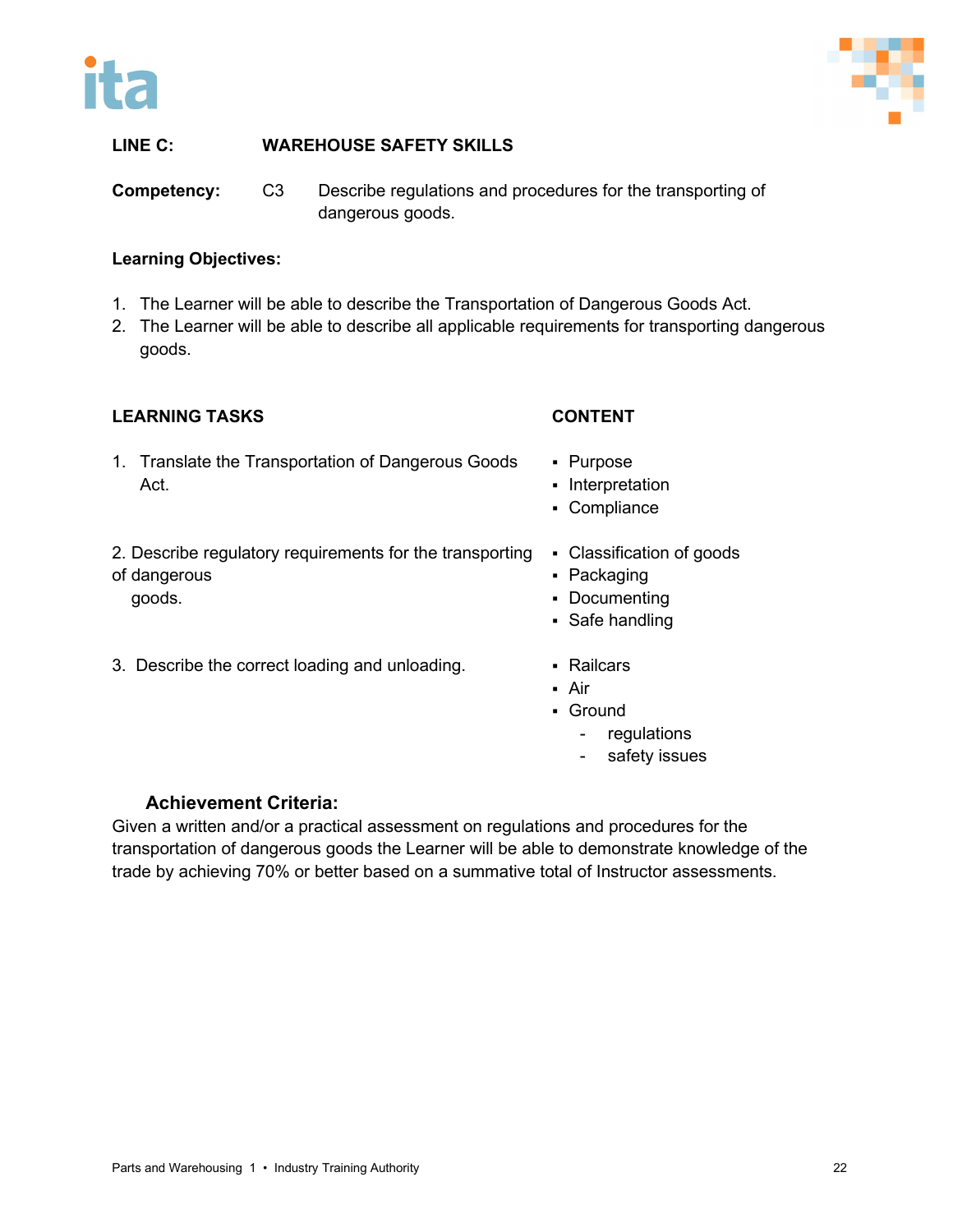**LINE C: WAREHOUSE SAFETY SKILLS**

**Competency:** C3 Describe regulations and procedures for the transporting of dangerous goods.

**Learning Objectives:**

1. The Learner will be able to describe the Transportation of Dangerous Goods Act.
2. The Learner will be able to describe all applicable requirements for transporting dangerous goods.

| LEARNING TASKS | CONTENT |
|---|---|
| 1. Translate the Transportation of Dangerous Goods Act. | ▪ Purpose<br>▪ Interpretation<br>▪ Compliance |
| 2. Describe regulatory requirements for the transporting of dangerous goods. | ▪ Classification of goods<br>▪ Packaging<br>▪ Documenting<br>▪ Safe handling |
| 3. Describe the correct loading and unloading. | ▪ Railcars<br>▪ Air<br>▪ Ground<br>  - regulations<br>  - safety issues |

**Achievement Criteria:**

Given a written and/or a practical assessment on regulations and procedures for the transportation of dangerous goods the Learner will be able to demonstrate knowledge of the trade by achieving 70% or better based on a summative total of Instructor assessments.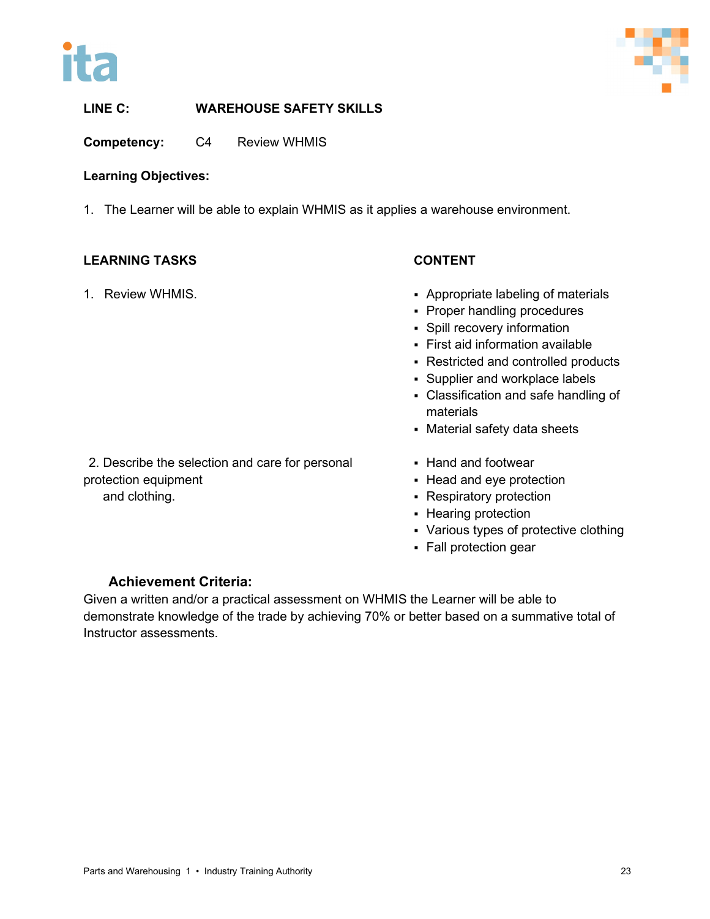**LINE C: WAREHOUSE SAFETY SKILLS**

**Competency:** C4 Review WHMIS

**Learning Objectives:**

1. The Learner will be able to explain WHMIS as it applies a warehouse environment.

| LEARNING TASKS | CONTENT |
|---|---|
| 1. Review WHMIS. | ▪ Appropriate labeling of materials<br>▪ Proper handling procedures<br>▪ Spill recovery information<br>▪ First aid information available<br>▪ Restricted and controlled products<br>▪ Supplier and workplace labels<br>▪ Classification and safe handling of materials<br>▪ Material safety data sheets |
| 2. Describe the selection and care for personal protection equipment and clothing. | ▪ Hand and footwear<br>▪ Head and eye protection<br>▪ Respiratory protection<br>▪ Hearing protection<br>▪ Various types of protective clothing<br>▪ Fall protection gear |

**Achievement Criteria:**

Given a written and/or a practical assessment on WHMIS the Learner will be able to demonstrate knowledge of the trade by achieving 70% or better based on a summative total of Instructor assessments.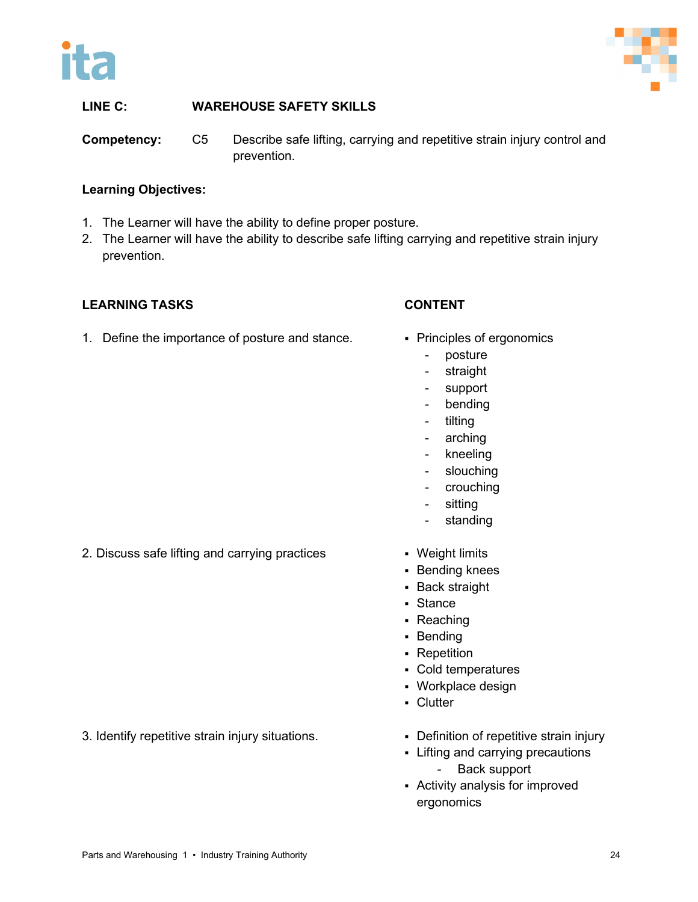**LINE C:** **WAREHOUSE SAFETY SKILLS**

**Competency:** C5 Describe safe lifting, carrying and repetitive strain injury control and prevention.

**Learning Objectives:**

1. The Learner will have the ability to define proper posture.
2. The Learner will have the ability to describe safe lifting carrying and repetitive strain injury prevention.

| LEARNING TASKS | CONTENT |
|---|---|
| 1. Define the importance of posture and stance. | ▪ Principles of ergonomics<br>- posture<br>- straight<br>- support<br>- bending<br>- tilting<br>- arching<br>- kneeling<br>- slouching<br>- crouching<br>- sitting<br>- standing |
| 2. Discuss safe lifting and carrying practices | ▪ Weight limits<br>▪ Bending knees<br>▪ Back straight<br>▪ Stance<br>▪ Reaching<br>▪ Bending<br>▪ Repetition<br>▪ Cold temperatures<br>▪ Workplace design<br>▪ Clutter |
| 3. Identify repetitive strain injury situations. | ▪ Definition of repetitive strain injury<br>▪ Lifting and carrying precautions<br>- Back support<br>▪ Activity analysis for improved ergonomics |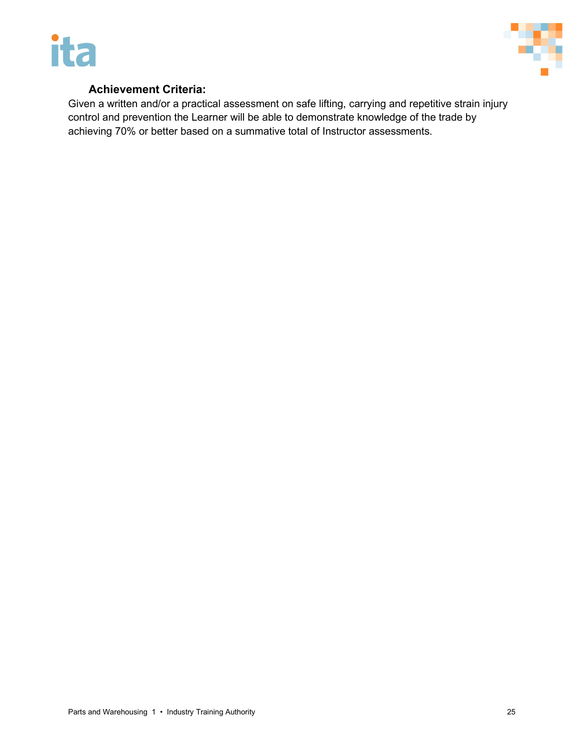**Achievement Criteria:**

Given a written and/or a practical assessment on safe lifting, carrying and repetitive strain injury control and prevention the Learner will be able to demonstrate knowledge of the trade by achieving 70% or better based on a summative total of Instructor assessments.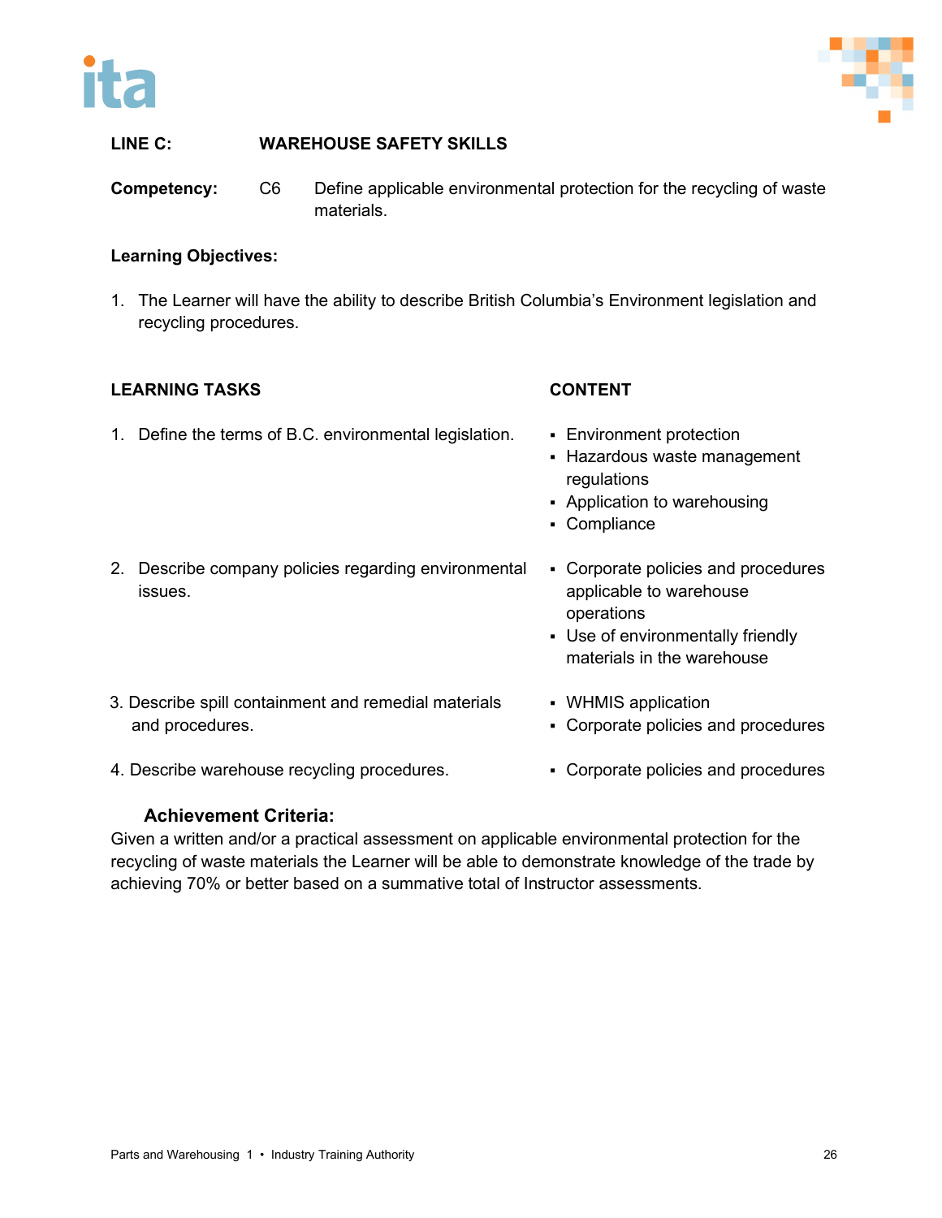**LINE C: WAREHOUSE SAFETY SKILLS**

**Competency:** C6 Define applicable environmental protection for the recycling of waste materials.

**Learning Objectives:**

1. The Learner will have the ability to describe British Columbia's Environment legislation and recycling procedures.

| LEARNING TASKS | CONTENT |
|---|---|
| 1. Define the terms of B.C. environmental legislation. | ▪ Environment protection<br>▪ Hazardous waste management regulations<br>▪ Application to warehousing<br>▪ Compliance |
| 2. Describe company policies regarding environmental issues. | ▪ Corporate policies and procedures applicable to warehouse operations<br>▪ Use of environmentally friendly materials in the warehouse |
| 3. Describe spill containment and remedial materials and procedures. | ▪ WHMIS application<br>▪ Corporate policies and procedures |
| 4. Describe warehouse recycling procedures. | ▪ Corporate policies and procedures |

**Achievement Criteria:**

Given a written and/or a practical assessment on applicable environmental protection for the recycling of waste materials the Learner will be able to demonstrate knowledge of the trade by achieving 70% or better based on a summative total of Instructor assessments.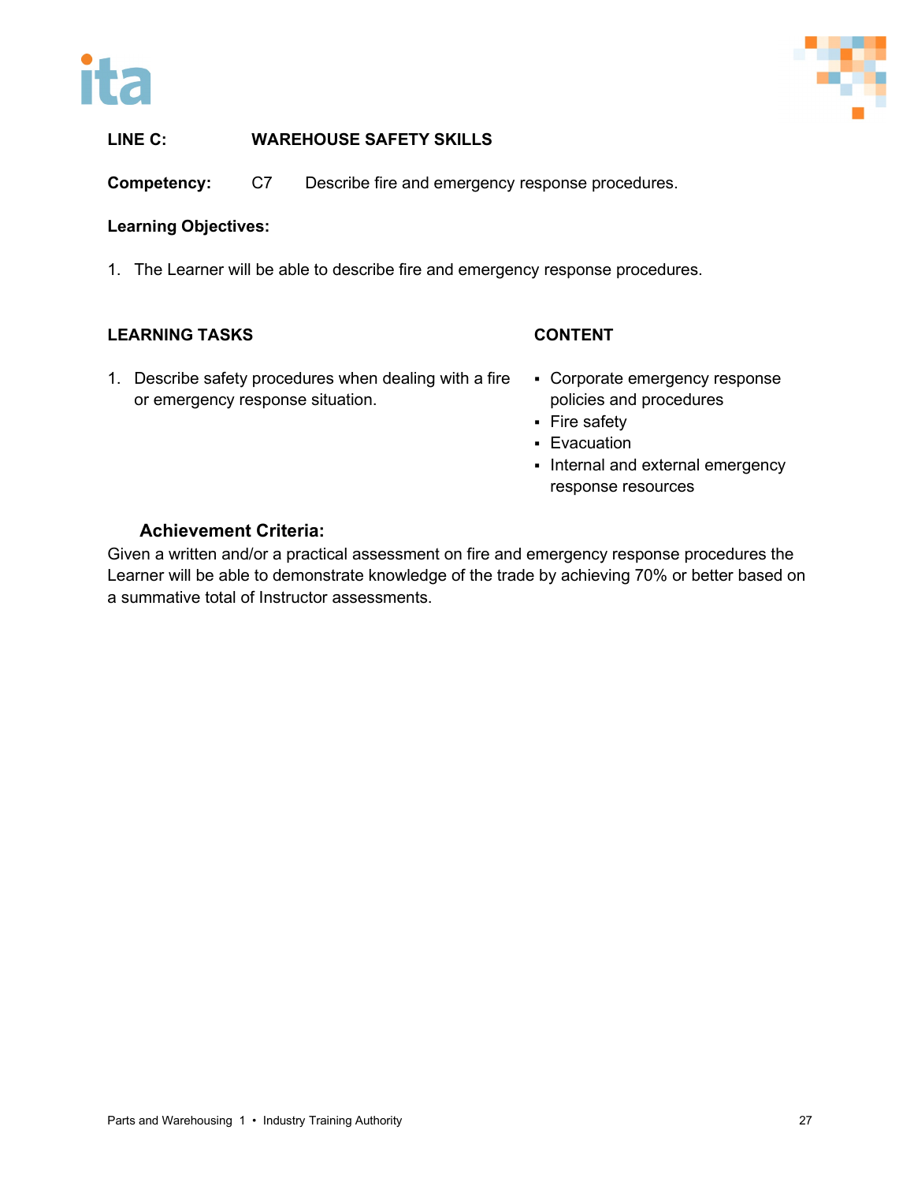**LINE C: WAREHOUSE SAFETY SKILLS**

**Competency:** C7 Describe fire and emergency response procedures.

**Learning Objectives:**

1. The Learner will be able to describe fire and emergency response procedures.

| LEARNING TASKS | CONTENT |
| --- | --- |
| 1. Describe safety procedures when dealing with a fire or emergency response situation. | ▪ Corporate emergency response policies and procedures<br>▪ Fire safety<br>▪ Evacuation<br>▪ Internal and external emergency response resources |

**Achievement Criteria:**

Given a written and/or a practical assessment on fire and emergency response procedures the Learner will be able to demonstrate knowledge of the trade by achieving 70% or better based on a summative total of Instructor assessments.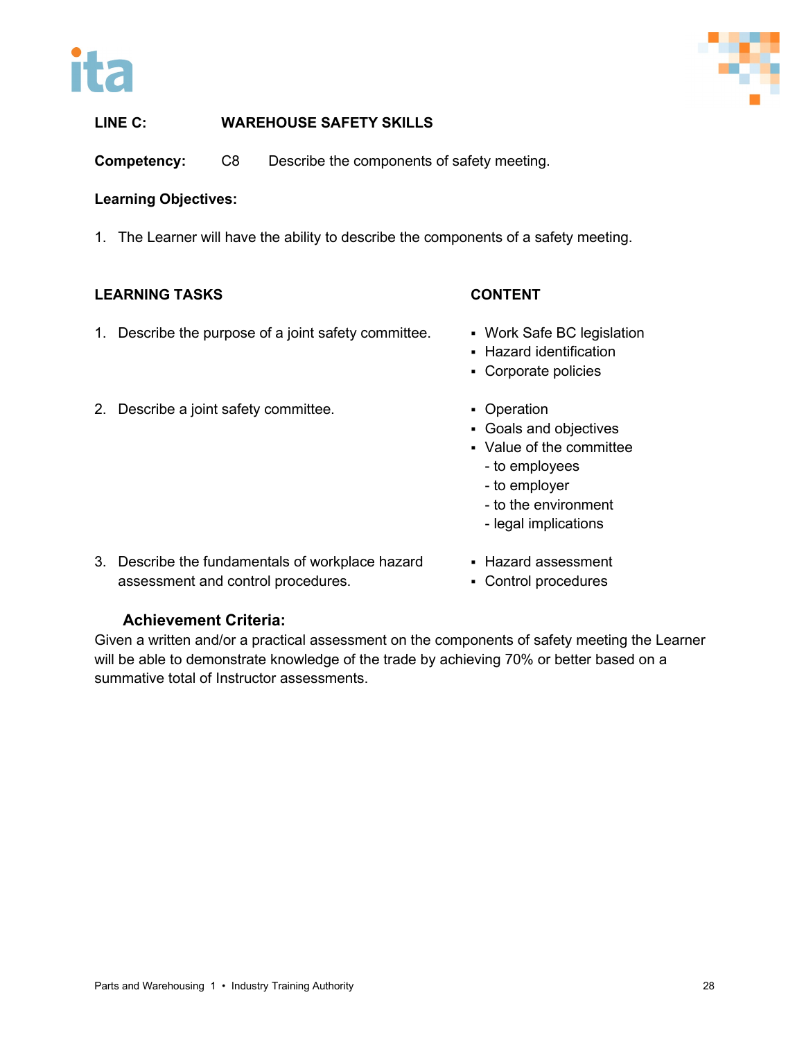**LINE C: WAREHOUSE SAFETY SKILLS**

**Competency:** C8 Describe the components of safety meeting.

**Learning Objectives:**

1. The Learner will have the ability to describe the components of a safety meeting.

| LEARNING TASKS | CONTENT |
|---|---|
| 1. Describe the purpose of a joint safety committee. | ▪ Work Safe BC legislation<br>▪ Hazard identification<br>▪ Corporate policies |
| 2. Describe a joint safety committee. | ▪ Operation<br>▪ Goals and objectives<br>▪ Value of the committee<br>- to employees<br>- to employer<br>- to the environment<br>- legal implications |
| 3. Describe the fundamentals of workplace hazard assessment and control procedures. | ▪ Hazard assessment<br>▪ Control procedures |

**Achievement Criteria:**

Given a written and/or a practical assessment on the components of safety meeting the Learner will be able to demonstrate knowledge of the trade by achieving 70% or better based on a summative total of Instructor assessments.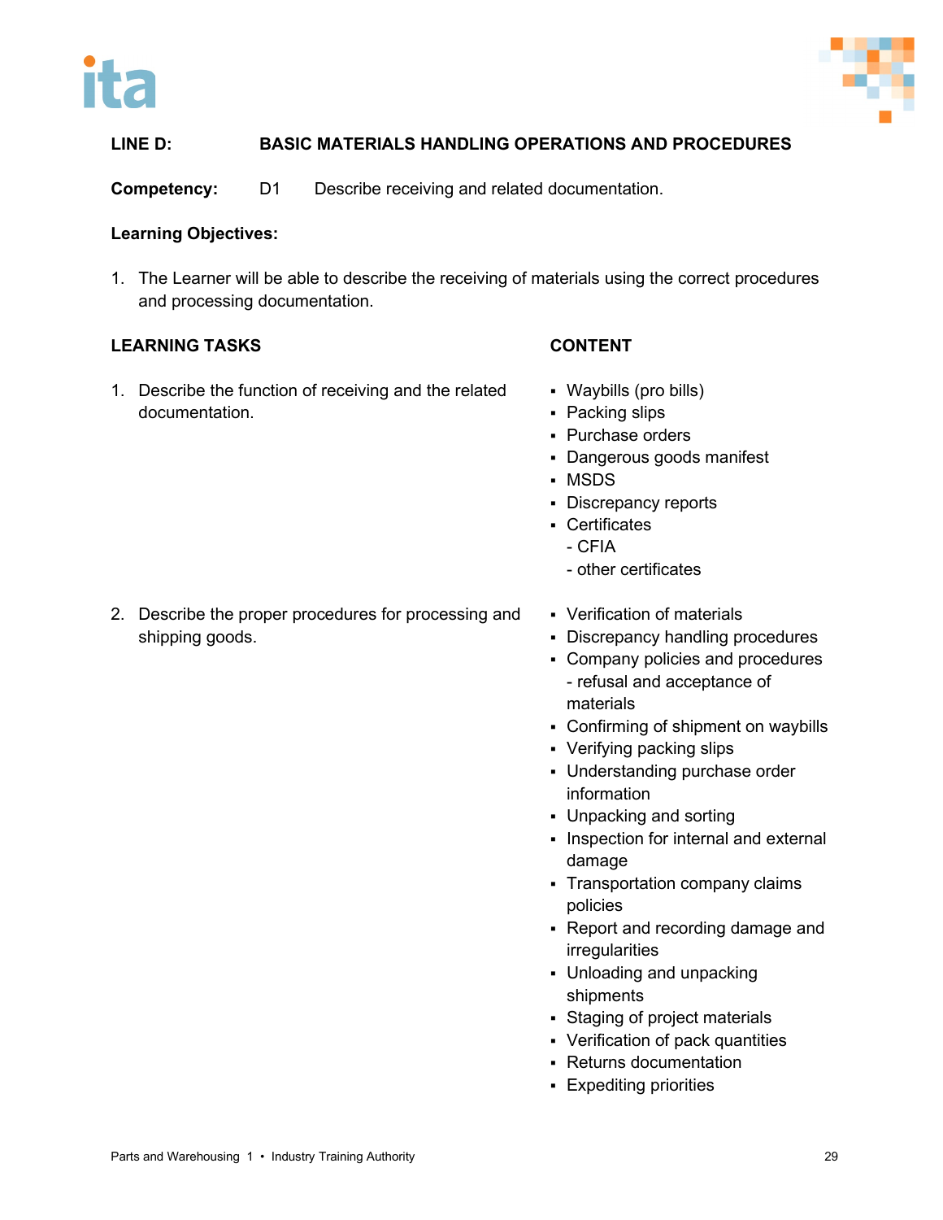**LINE D: BASIC MATERIALS HANDLING OPERATIONS AND PROCEDURES**

**Competency:** D1 Describe receiving and related documentation.

**Learning Objectives:**

1. The Learner will be able to describe the receiving of materials using the correct procedures and processing documentation.

| LEARNING TASKS | CONTENT |
|---|---|
| 1. Describe the function of receiving and the related documentation. | ▪ Waybills (pro bills)<br>▪ Packing slips<br>▪ Purchase orders<br>▪ Dangerous goods manifest<br>▪ MSDS<br>▪ Discrepancy reports<br>▪ Certificates<br>  - CFIA<br>  - other certificates |
| 2. Describe the proper procedures for processing and shipping goods. | ▪ Verification of materials<br>▪ Discrepancy handling procedures<br>▪ Company policies and procedures<br>  - refusal and acceptance of materials<br>▪ Confirming of shipment on waybills<br>▪ Verifying packing slips<br>▪ Understanding purchase order information<br>▪ Unpacking and sorting<br>▪ Inspection for internal and external damage<br>▪ Transportation company claims policies<br>▪ Report and recording damage and irregularities<br>▪ Unloading and unpacking shipments<br>▪ Staging of project materials<br>▪ Verification of pack quantities<br>▪ Returns documentation<br>▪ Expediting priorities |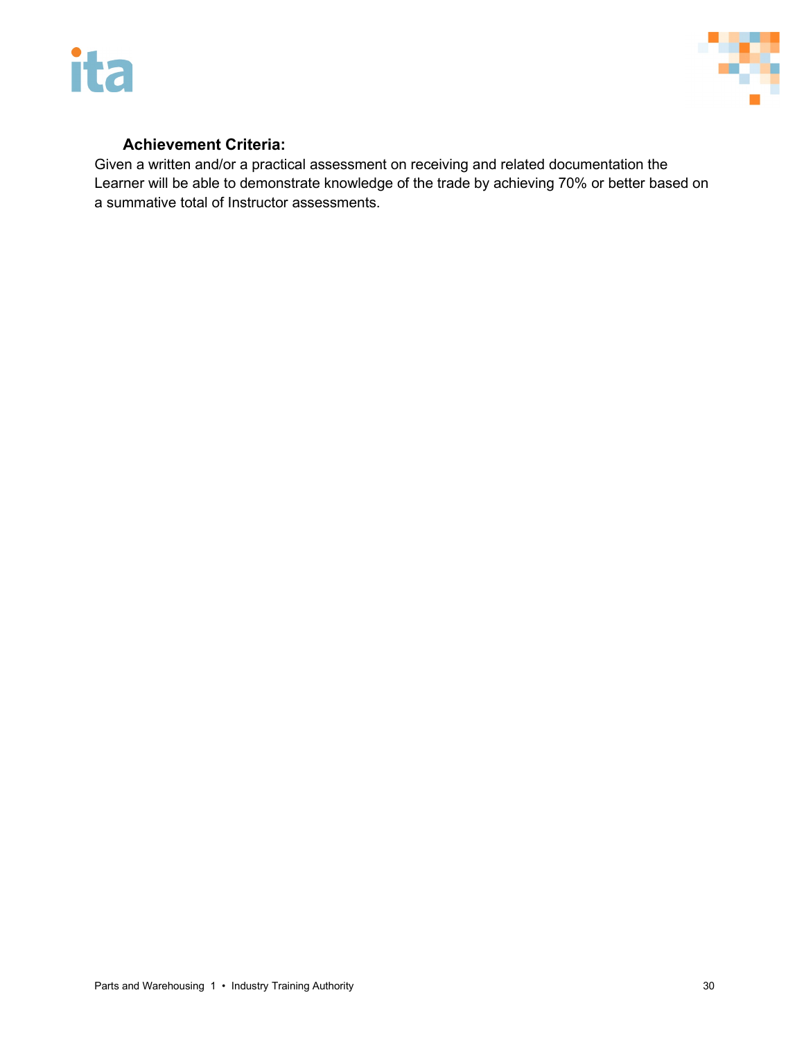**Achievement Criteria:**

Given a written and/or a practical assessment on receiving and related documentation the Learner will be able to demonstrate knowledge of the trade by achieving 70% or better based on a summative total of Instructor assessments.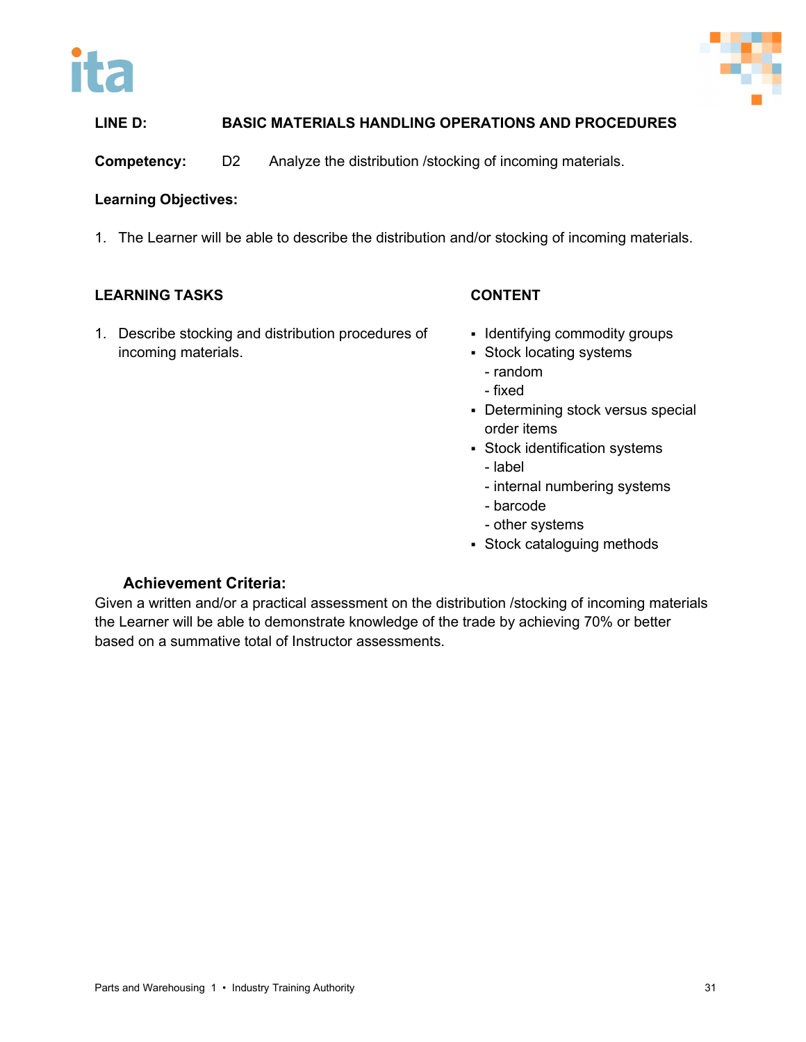**LINE D: BASIC MATERIALS HANDLING OPERATIONS AND PROCEDURES**

**Competency:** D2 Analyze the distribution /stocking of incoming materials.

**Learning Objectives:**

1. The Learner will be able to describe the distribution and/or stocking of incoming materials.

| LEARNING TASKS | CONTENT |
| --- | --- |
| 1. Describe stocking and distribution procedures of incoming materials. | ▪ Identifying commodity groups<br>▪ Stock locating systems<br>- random<br>- fixed<br>▪ Determining stock versus special order items<br>▪ Stock identification systems<br>- label<br>- internal numbering systems<br>- barcode<br>- other systems<br>▪ Stock cataloguing methods |

**Achievement Criteria:**

Given a written and/or a practical assessment on the distribution /stocking of incoming materials the Learner will be able to demonstrate knowledge of the trade by achieving 70% or better based on a summative total of Instructor assessments.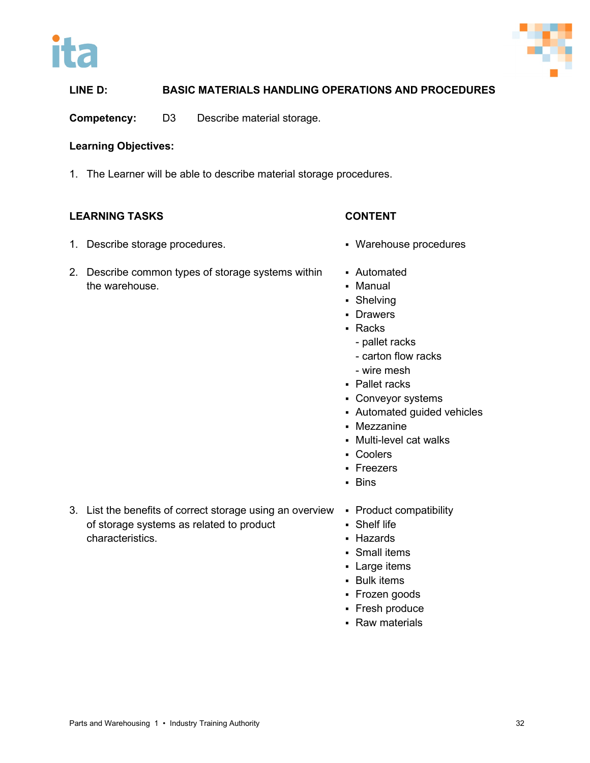**LINE D: BASIC MATERIALS HANDLING OPERATIONS AND PROCEDURES**

**Competency:** D3 Describe material storage.

**Learning Objectives:**

1. The Learner will be able to describe material storage procedures.

| LEARNING TASKS | CONTENT |
|---|---|
| 1. Describe storage procedures. | ▪ Warehouse procedures |
| 2. Describe common types of storage systems within the warehouse. | ▪ Automated<br>▪ Manual<br>▪ Shelving<br>▪ Drawers<br>▪ Racks<br>- pallet racks<br>- carton flow racks<br>- wire mesh<br>▪ Pallet racks<br>▪ Conveyor systems<br>▪ Automated guided vehicles<br>▪ Mezzanine<br>▪ Multi-level cat walks<br>▪ Coolers<br>▪ Freezers<br>▪ Bins |
| 3. List the benefits of correct storage using an overview of storage systems as related to product characteristics. | ▪ Product compatibility<br>▪ Shelf life<br>▪ Hazards<br>▪ Small items<br>▪ Large items<br>▪ Bulk items<br>▪ Frozen goods<br>▪ Fresh produce<br>▪ Raw materials |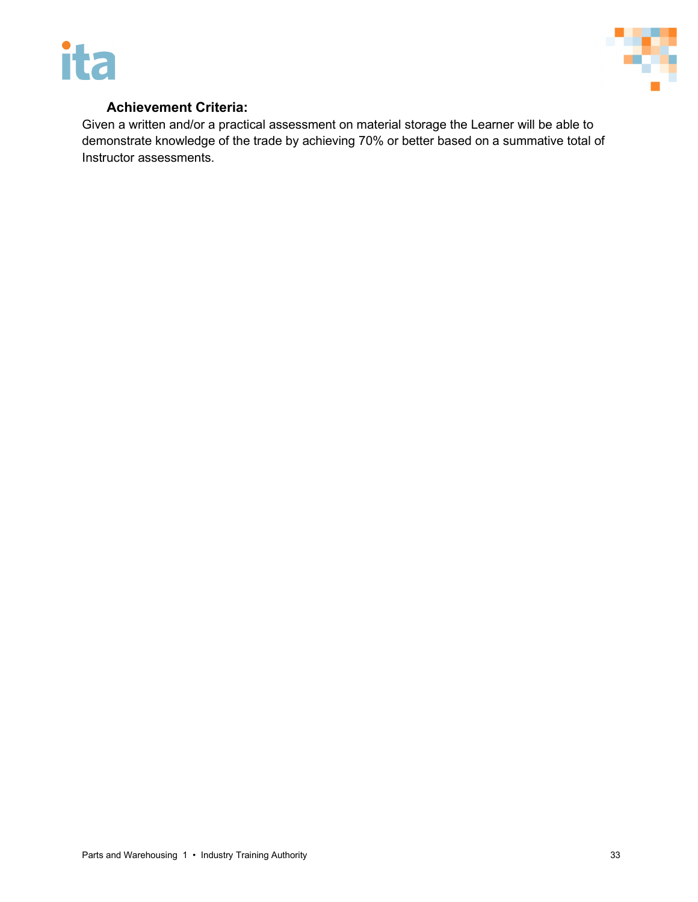**Achievement Criteria:**

Given a written and/or a practical assessment on material storage the Learner will be able to demonstrate knowledge of the trade by achieving 70% or better based on a summative total of Instructor assessments.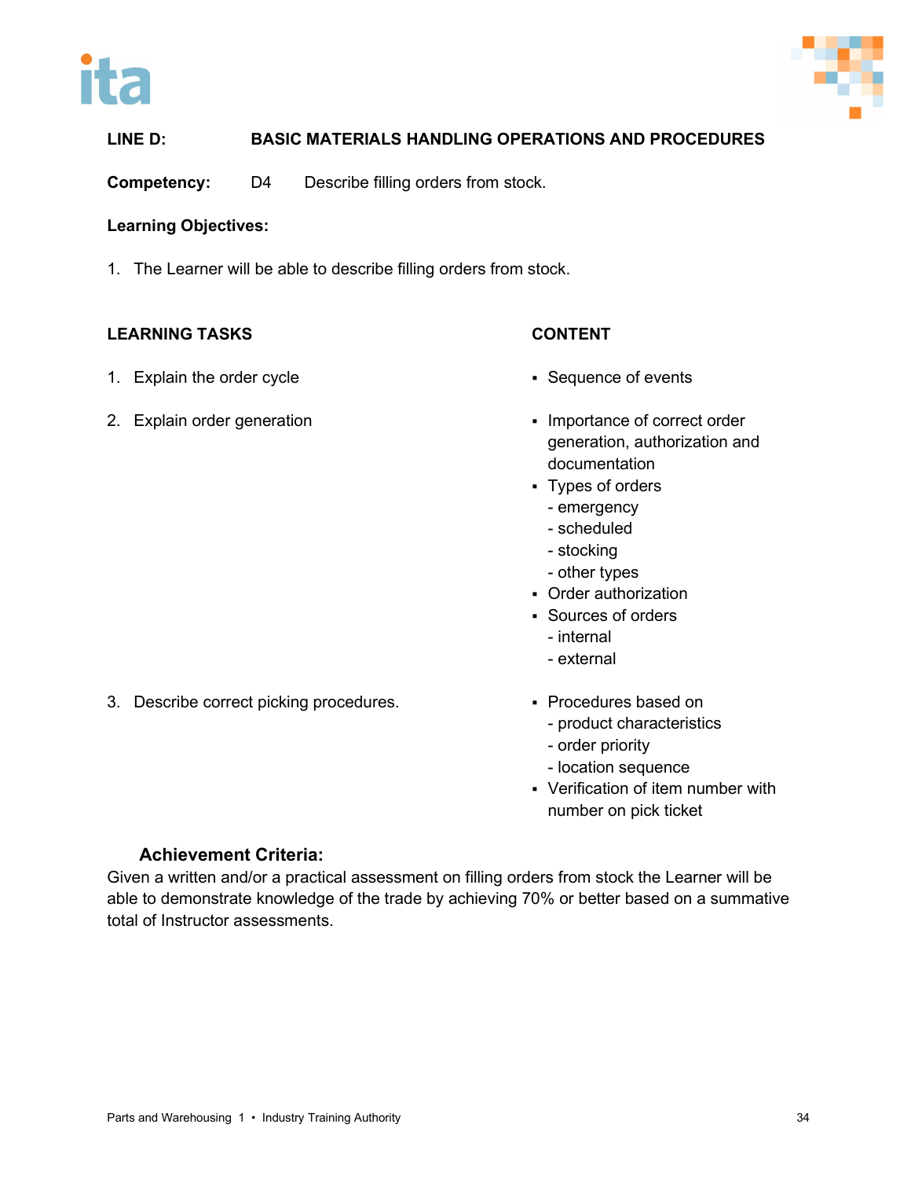**LINE D: BASIC MATERIALS HANDLING OPERATIONS AND PROCEDURES**

**Competency:** D4 Describe filling orders from stock.

**Learning Objectives:**

1. The Learner will be able to describe filling orders from stock.

| LEARNING TASKS | CONTENT |
|---|---|
| 1. Explain the order cycle | ▪ Sequence of events |
| 2. Explain order generation | ▪ Importance of correct order generation, authorization and documentation<br>▪ Types of orders<br>- emergency<br>- scheduled<br>- stocking<br>- other types<br>▪ Order authorization<br>▪ Sources of orders<br>- internal<br>- external |
| 3. Describe correct picking procedures. | ▪ Procedures based on<br>- product characteristics<br>- order priority<br>- location sequence<br>▪ Verification of item number with number on pick ticket |

**Achievement Criteria:**

Given a written and/or a practical assessment on filling orders from stock the Learner will be able to demonstrate knowledge of the trade by achieving 70% or better based on a summative total of Instructor assessments.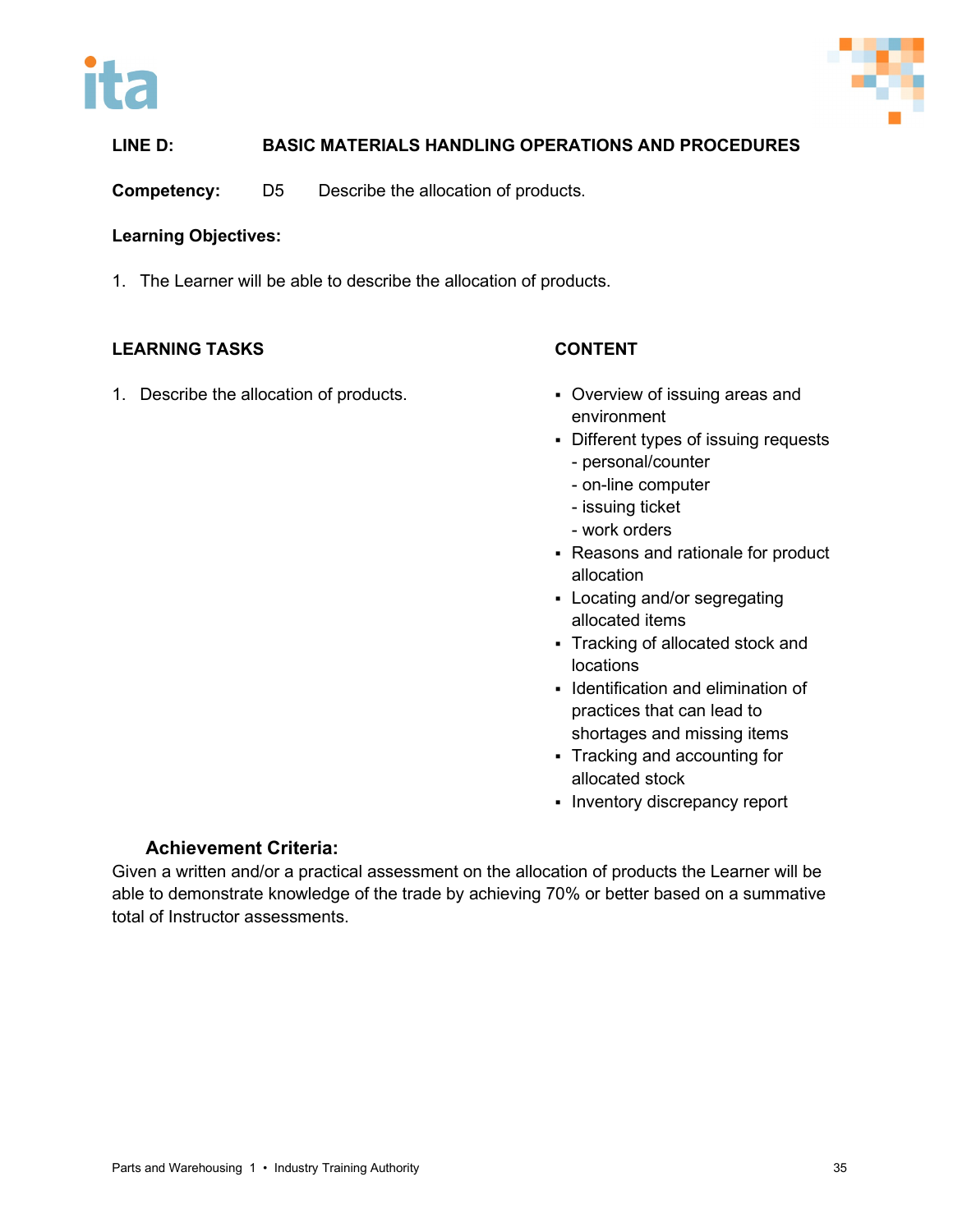**LINE D: BASIC MATERIALS HANDLING OPERATIONS AND PROCEDURES**

**Competency:** D5 Describe the allocation of products.

**Learning Objectives:**

1. The Learner will be able to describe the allocation of products.

| LEARNING TASKS | CONTENT |
|---|---|
| 1. Describe the allocation of products. | ▪ Overview of issuing areas and environment<br>▪ Different types of issuing requests<br>- personal/counter<br>- on-line computer<br>- issuing ticket<br>- work orders<br>▪ Reasons and rationale for product allocation<br>▪ Locating and/or segregating allocated items<br>▪ Tracking of allocated stock and locations<br>▪ Identification and elimination of practices that can lead to shortages and missing items<br>▪ Tracking and accounting for allocated stock<br>▪ Inventory discrepancy report |

**Achievement Criteria:**

Given a written and/or a practical assessment on the allocation of products the Learner will be able to demonstrate knowledge of the trade by achieving 70% or better based on a summative total of Instructor assessments.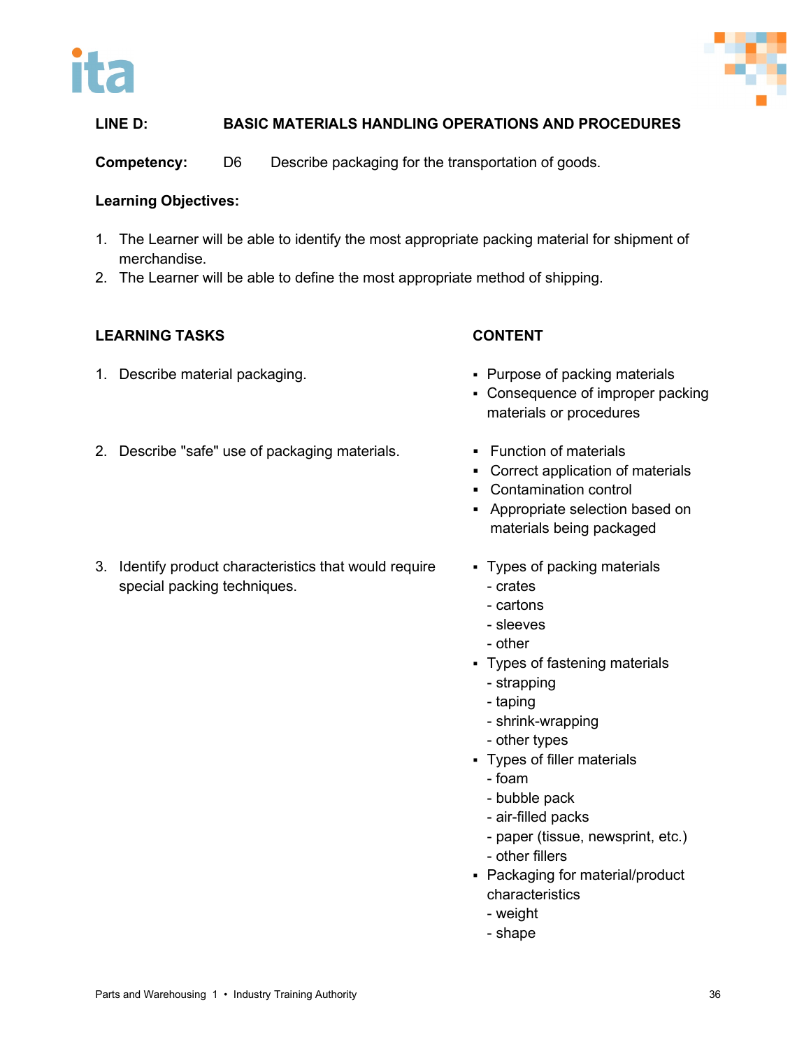**LINE D: BASIC MATERIALS HANDLING OPERATIONS AND PROCEDURES**

**Competency:** D6 Describe packaging for the transportation of goods.

**Learning Objectives:**

1. The Learner will be able to identify the most appropriate packing material for shipment of merchandise.
2. The Learner will be able to define the most appropriate method of shipping.

| LEARNING TASKS | CONTENT |
|---|---|
| 1. Describe material packaging. | ▪ Purpose of packing materials<br>▪ Consequence of improper packing materials or procedures |
| 2. Describe "safe" use of packaging materials. | ▪ Function of materials<br>▪ Correct application of materials<br>▪ Contamination control<br>▪ Appropriate selection based on materials being packaged |
| 3. Identify product characteristics that would require special packing techniques. | ▪ Types of packing materials<br>- crates<br>- cartons<br>- sleeves<br>- other<br>▪ Types of fastening materials<br>- strapping<br>- taping<br>- shrink-wrapping<br>- other types<br>▪ Types of filler materials<br>- foam<br>- bubble pack<br>- air-filled packs<br>- paper (tissue, newsprint, etc.)<br>- other fillers<br>▪ Packaging for material/product characteristics<br>- weight<br>- shape |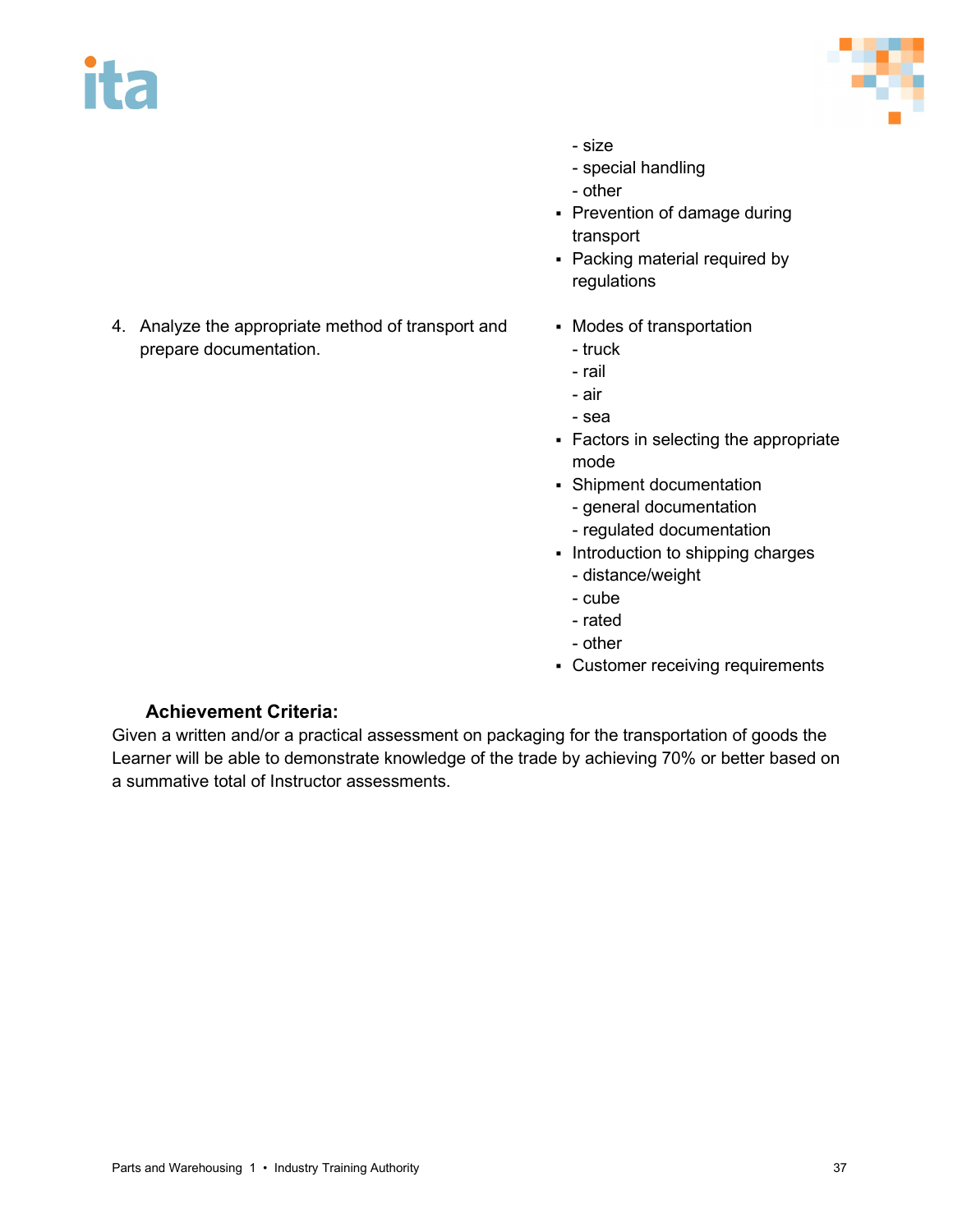- size
- special handling
- other

- Prevention of damage during transport
- Packing material required by regulations

| | |
|---|---|
| 4. Analyze the appropriate method of transport and prepare documentation. | ▪ Modes of transportation<br>- truck<br>- rail<br>- air<br>- sea<br>▪ Factors in selecting the appropriate mode<br>▪ Shipment documentation<br>- general documentation<br>- regulated documentation<br>▪ Introduction to shipping charges<br>- distance/weight<br>- cube<br>- rated<br>- other<br>▪ Customer receiving requirements |

**Achievement Criteria:**

Given a written and/or a practical assessment on packaging for the transportation of goods the Learner will be able to demonstrate knowledge of the trade by achieving 70% or better based on a summative total of Instructor assessments.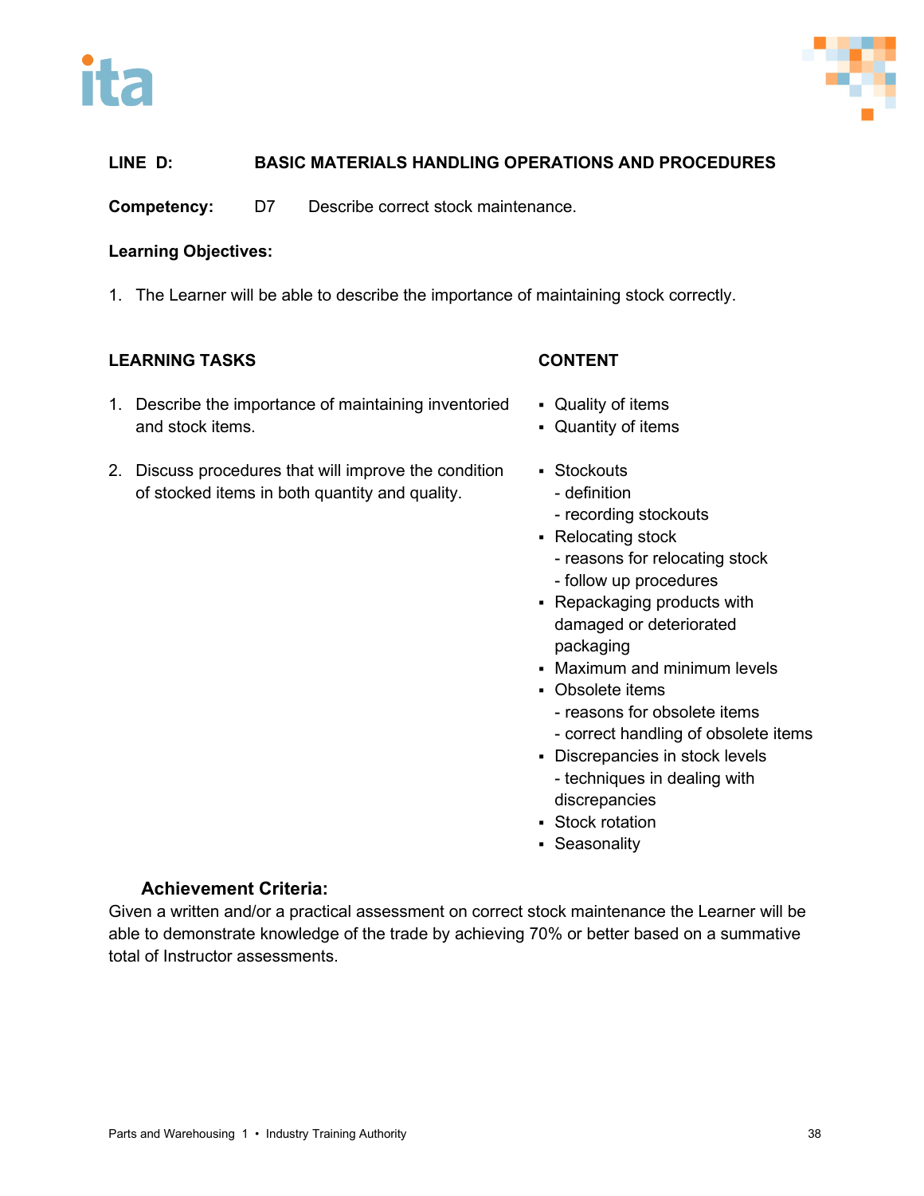**LINE D: BASIC MATERIALS HANDLING OPERATIONS AND PROCEDURES**

**Competency:** D7 Describe correct stock maintenance.

**Learning Objectives:**

1. The Learner will be able to describe the importance of maintaining stock correctly.

| LEARNING TASKS | CONTENT |
|---|---|
| 1. Describe the importance of maintaining inventoried and stock items. | ▪ Quality of items<br>▪ Quantity of items |
| 2. Discuss procedures that will improve the condition of stocked items in both quantity and quality. | ▪ Stockouts<br>- definition<br>- recording stockouts<br>▪ Relocating stock<br>- reasons for relocating stock<br>- follow up procedures<br>▪ Repackaging products with damaged or deteriorated packaging<br>▪ Maximum and minimum levels<br>▪ Obsolete items<br>- reasons for obsolete items<br>- correct handling of obsolete items<br>▪ Discrepancies in stock levels<br>- techniques in dealing with discrepancies<br>▪ Stock rotation<br>▪ Seasonality |

**Achievement Criteria:**

Given a written and/or a practical assessment on correct stock maintenance the Learner will be able to demonstrate knowledge of the trade by achieving 70% or better based on a summative total of Instructor assessments.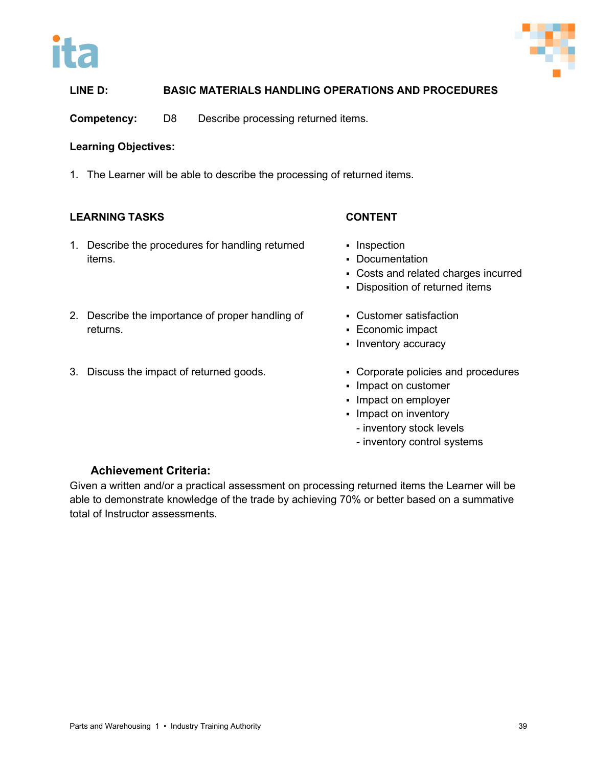**LINE D: BASIC MATERIALS HANDLING OPERATIONS AND PROCEDURES**

**Competency:** D8 Describe processing returned items.

**Learning Objectives:**

1. The Learner will be able to describe the processing of returned items.

| LEARNING TASKS | CONTENT |
| --- | --- |
| 1. Describe the procedures for handling returned items. | ▪ Inspection<br>▪ Documentation<br>▪ Costs and related charges incurred<br>▪ Disposition of returned items |
| 2. Describe the importance of proper handling of returns. | ▪ Customer satisfaction<br>▪ Economic impact<br>▪ Inventory accuracy |
| 3. Discuss the impact of returned goods. | ▪ Corporate policies and procedures<br>▪ Impact on customer<br>▪ Impact on employer<br>▪ Impact on inventory<br>- inventory stock levels<br>- inventory control systems |

**Achievement Criteria:**

Given a written and/or a practical assessment on processing returned items the Learner will be able to demonstrate knowledge of the trade by achieving 70% or better based on a summative total of Instructor assessments.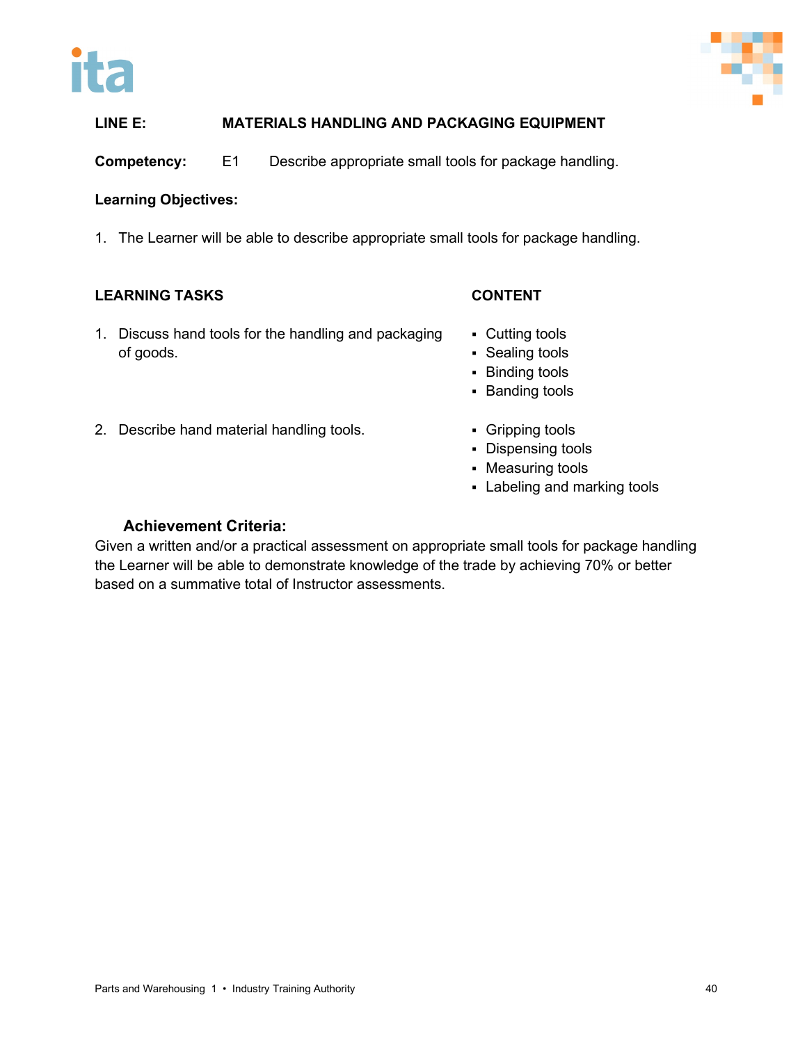**LINE E: MATERIALS HANDLING AND PACKAGING EQUIPMENT**

**Competency:** E1 Describe appropriate small tools for package handling.

**Learning Objectives:**

1. The Learner will be able to describe appropriate small tools for package handling.

| LEARNING TASKS | CONTENT |
|---|---|
| 1. Discuss hand tools for the handling and packaging of goods. | ▪ Cutting tools<br>▪ Sealing tools<br>▪ Binding tools<br>▪ Banding tools |
| 2. Describe hand material handling tools. | ▪ Gripping tools<br>▪ Dispensing tools<br>▪ Measuring tools<br>▪ Labeling and marking tools |

**Achievement Criteria:**

Given a written and/or a practical assessment on appropriate small tools for package handling the Learner will be able to demonstrate knowledge of the trade by achieving 70% or better based on a summative total of Instructor assessments.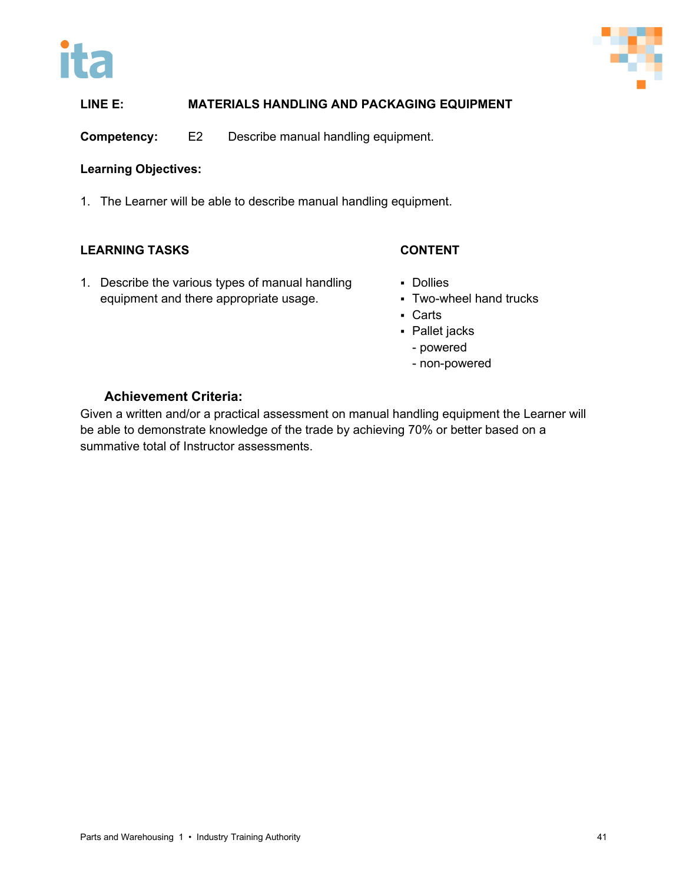**LINE E: MATERIALS HANDLING AND PACKAGING EQUIPMENT**

**Competency:** E2 Describe manual handling equipment.

**Learning Objectives:**

1. The Learner will be able to describe manual handling equipment.

| LEARNING TASKS | CONTENT |
|---|---|
| 1. Describe the various types of manual handling equipment and there appropriate usage. | ▪ Dollies<br>▪ Two-wheel hand trucks<br>▪ Carts<br>▪ Pallet jacks<br>- powered<br>- non-powered |

**Achievement Criteria:**

Given a written and/or a practical assessment on manual handling equipment the Learner will be able to demonstrate knowledge of the trade by achieving 70% or better based on a summative total of Instructor assessments.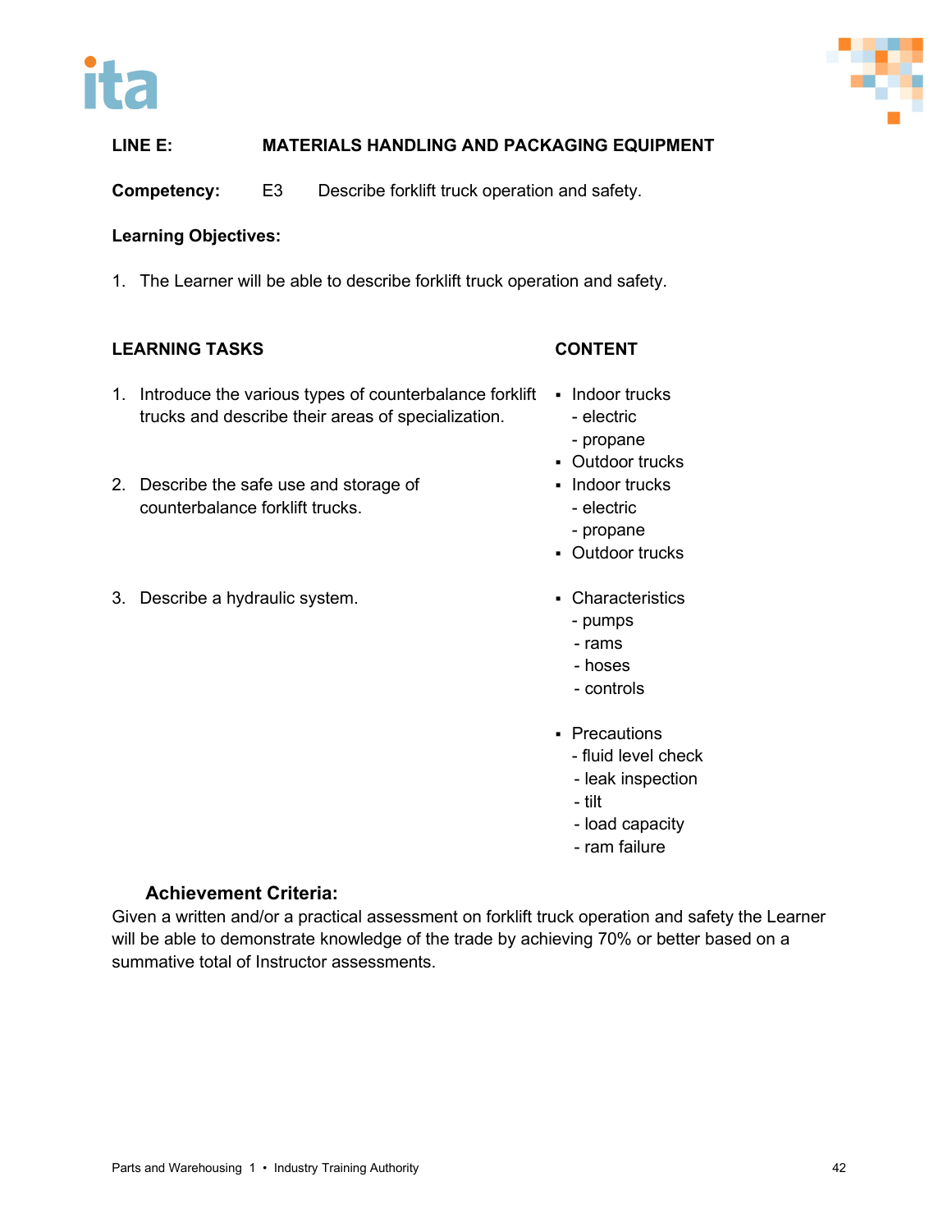**LINE E: MATERIALS HANDLING AND PACKAGING EQUIPMENT**

**Competency:** E3 Describe forklift truck operation and safety.

**Learning Objectives:**

1. The Learner will be able to describe forklift truck operation and safety.

| LEARNING TASKS | CONTENT |
|---|---|
| 1. Introduce the various types of counterbalance forklift trucks and describe their areas of specialization. | ▪ Indoor trucks<br>- electric<br>- propane<br>▪ Outdoor trucks |
| 2. Describe the safe use and storage of counterbalance forklift trucks. | ▪ Indoor trucks<br>- electric<br>- propane<br>▪ Outdoor trucks |
| 3. Describe a hydraulic system. | ▪ Characteristics<br>- pumps<br>- rams<br>- hoses<br>- controls<br><br>▪ Precautions<br>- fluid level check<br>- leak inspection<br>- tilt<br>- load capacity<br>- ram failure |

**Achievement Criteria:**

Given a written and/or a practical assessment on forklift truck operation and safety the Learner will be able to demonstrate knowledge of the trade by achieving 70% or better based on a summative total of Instructor assessments.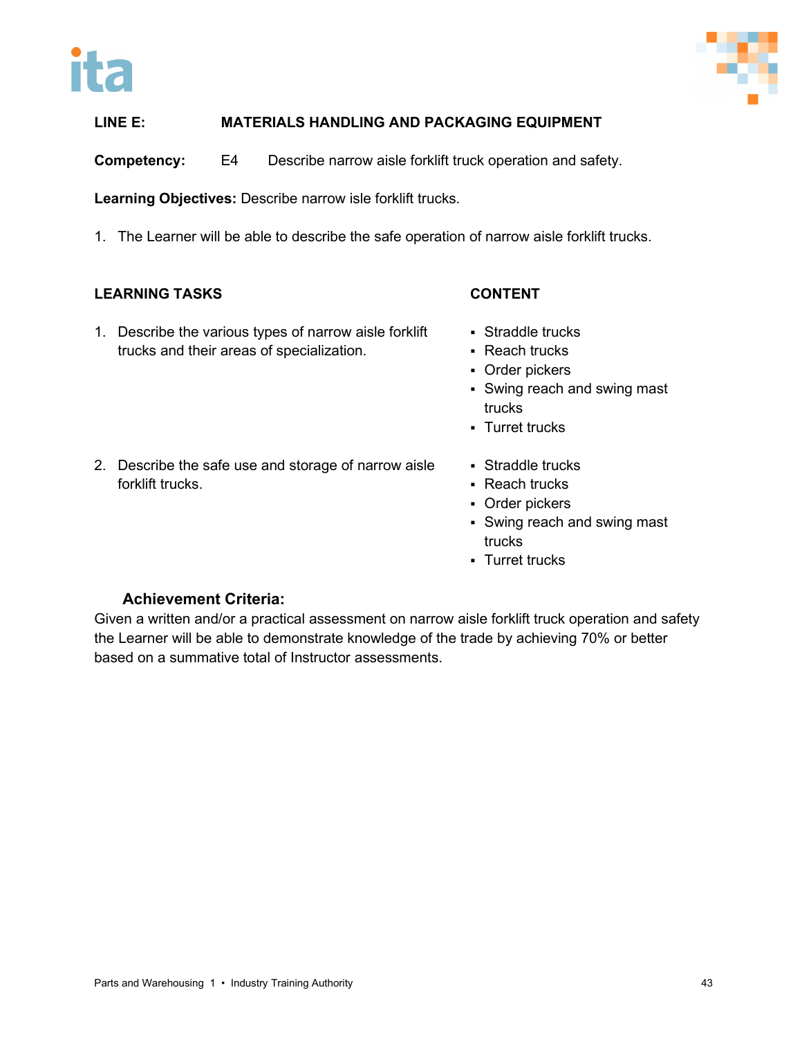**LINE E: MATERIALS HANDLING AND PACKAGING EQUIPMENT**

**Competency:** E4 Describe narrow aisle forklift truck operation and safety.

**Learning Objectives:** Describe narrow isle forklift trucks.

1. The Learner will be able to describe the safe operation of narrow aisle forklift trucks.

| LEARNING TASKS | CONTENT |
|---|---|
| 1. Describe the various types of narrow aisle forklift trucks and their areas of specialization. | ▪ Straddle trucks<br>▪ Reach trucks<br>▪ Order pickers<br>▪ Swing reach and swing mast trucks<br>▪ Turret trucks |
| 2. Describe the safe use and storage of narrow aisle forklift trucks. | ▪ Straddle trucks<br>▪ Reach trucks<br>▪ Order pickers<br>▪ Swing reach and swing mast trucks<br>▪ Turret trucks |

**Achievement Criteria:**

Given a written and/or a practical assessment on narrow aisle forklift truck operation and safety the Learner will be able to demonstrate knowledge of the trade by achieving 70% or better based on a summative total of Instructor assessments.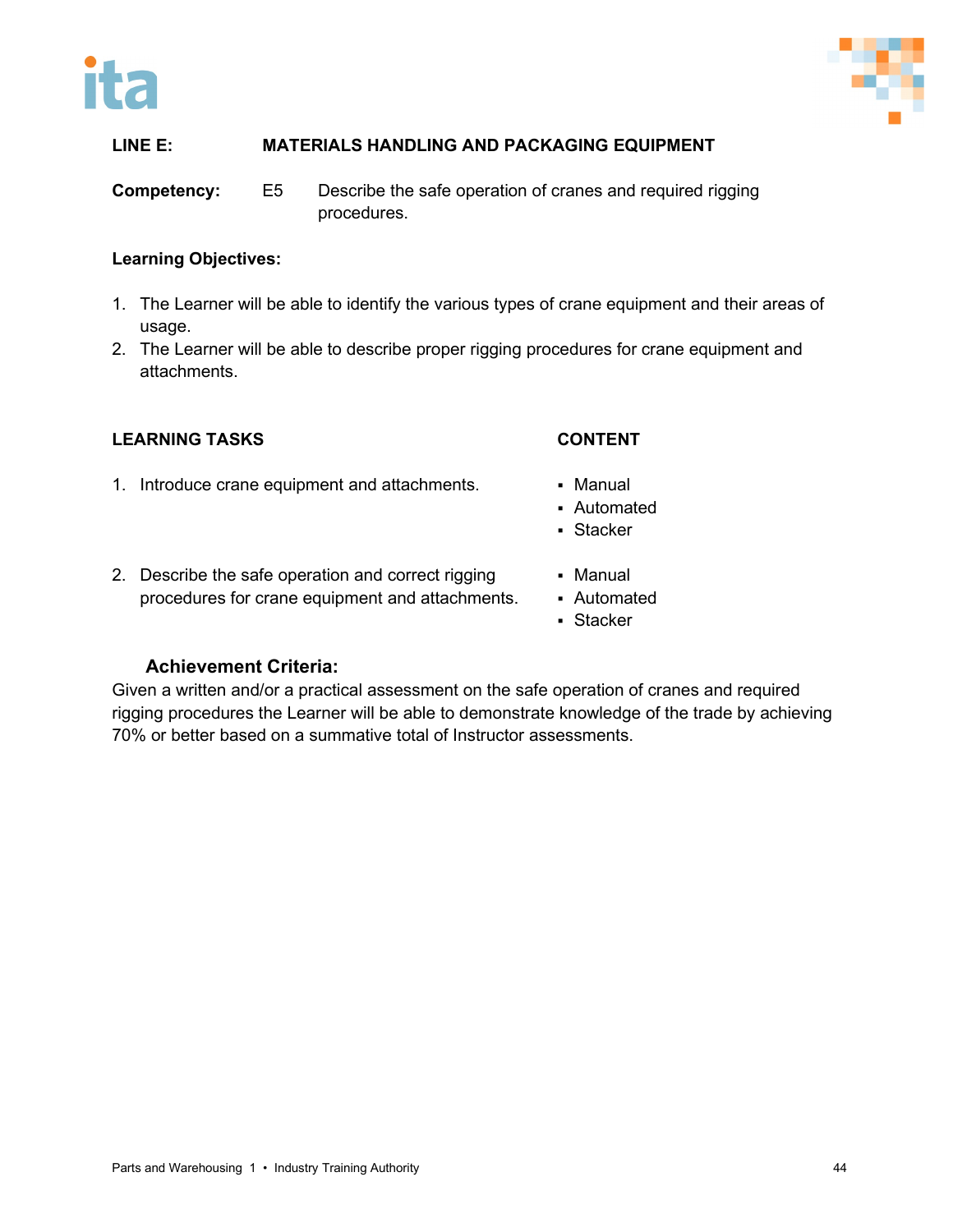**LINE E: MATERIALS HANDLING AND PACKAGING EQUIPMENT**

**Competency:** E5 Describe the safe operation of cranes and required rigging procedures.

**Learning Objectives:**

1. The Learner will be able to identify the various types of crane equipment and their areas of usage.
2. The Learner will be able to describe proper rigging procedures for crane equipment and attachments.

| LEARNING TASKS | CONTENT |
|---|---|
| 1. Introduce crane equipment and attachments. | ▪ Manual<br>▪ Automated<br>▪ Stacker |
| 2. Describe the safe operation and correct rigging procedures for crane equipment and attachments. | ▪ Manual<br>▪ Automated<br>▪ Stacker |

**Achievement Criteria:**

Given a written and/or a practical assessment on the safe operation of cranes and required rigging procedures the Learner will be able to demonstrate knowledge of the trade by achieving 70% or better based on a summative total of Instructor assessments.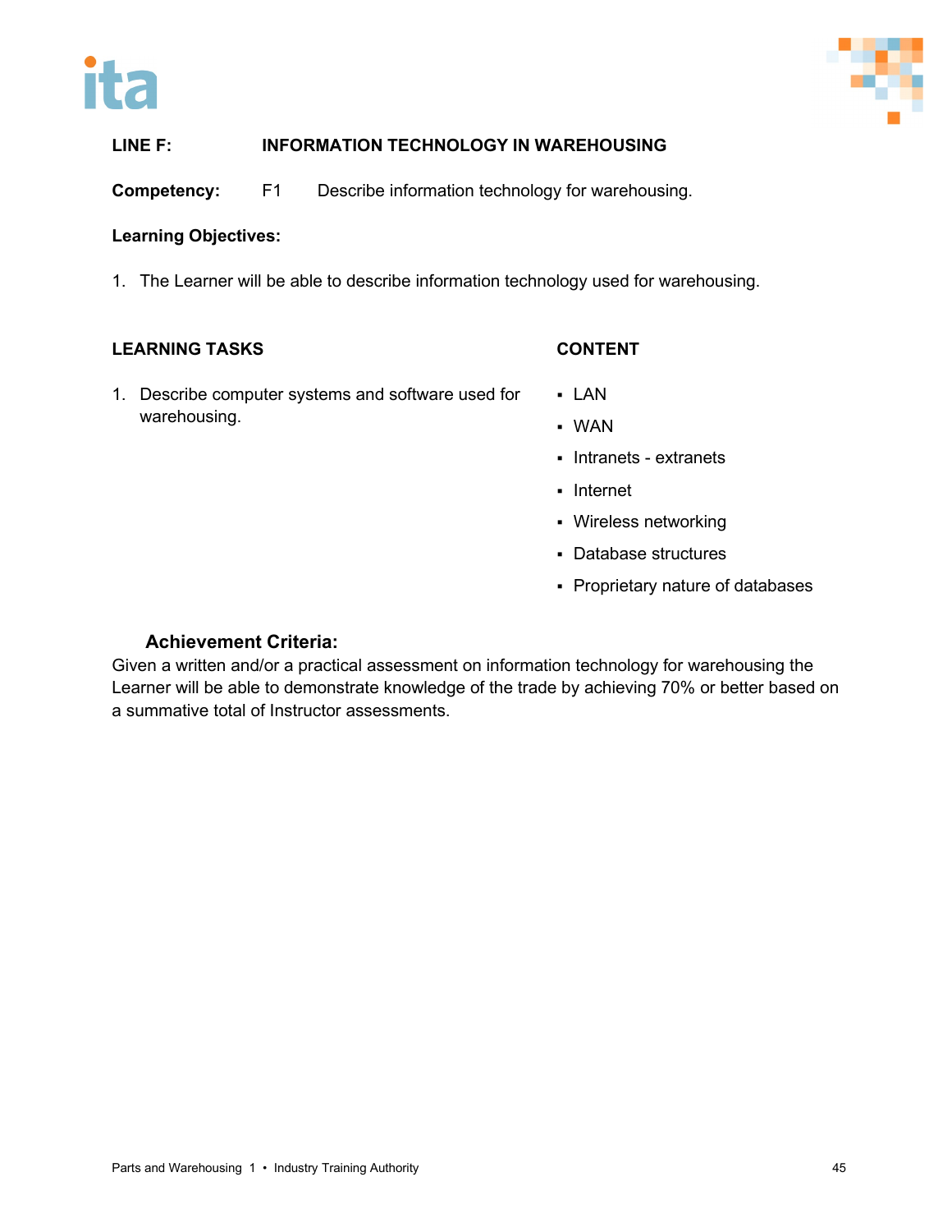**LINE F: INFORMATION TECHNOLOGY IN WAREHOUSING**

**Competency:** F1 Describe information technology for warehousing.

**Learning Objectives:**

1. The Learner will be able to describe information technology used for warehousing.

| LEARNING TASKS | CONTENT |
|---|---|
| 1. Describe computer systems and software used for warehousing. | ▪ LAN<br>▪ WAN<br>▪ Intranets - extranets<br>▪ Internet<br>▪ Wireless networking<br>▪ Database structures<br>▪ Proprietary nature of databases |

**Achievement Criteria:**

Given a written and/or a practical assessment on information technology for warehousing the Learner will be able to demonstrate knowledge of the trade by achieving 70% or better based on a summative total of Instructor assessments.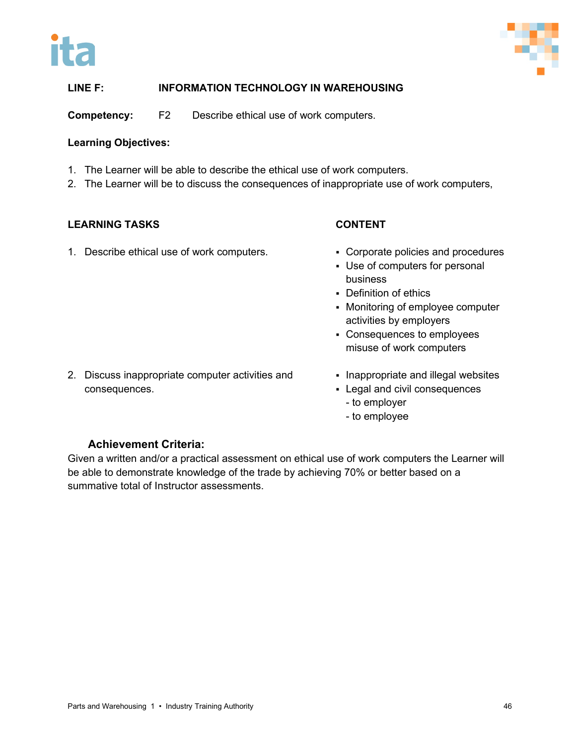**LINE F: INFORMATION TECHNOLOGY IN WAREHOUSING**

**Competency:** F2 Describe ethical use of work computers.

**Learning Objectives:**

1. The Learner will be able to describe the ethical use of work computers.
2. The Learner will be to discuss the consequences of inappropriate use of work computers,

| LEARNING TASKS | CONTENT |
|---|---|
| 1. Describe ethical use of work computers. | ▪ Corporate policies and procedures<br>▪ Use of computers for personal business<br>▪ Definition of ethics<br>▪ Monitoring of employee computer activities by employers<br>▪ Consequences to employees misuse of work computers |
| 2. Discuss inappropriate computer activities and consequences. | ▪ Inappropriate and illegal websites<br>▪ Legal and civil consequences<br>- to employer<br>- to employee |

**Achievement Criteria:**

Given a written and/or a practical assessment on ethical use of work computers the Learner will be able to demonstrate knowledge of the trade by achieving 70% or better based on a summative total of Instructor assessments.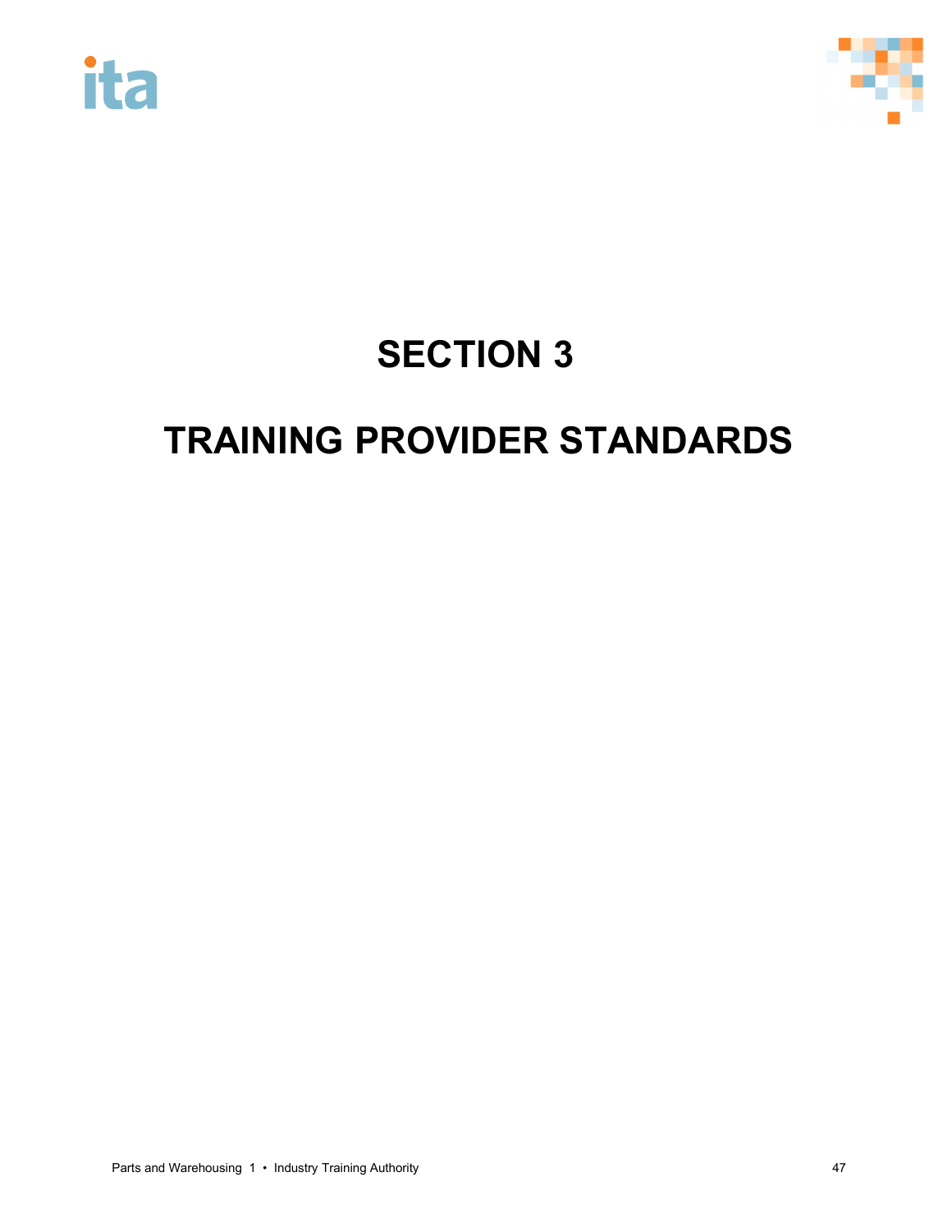# SECTION 3

# TRAINING PROVIDER STANDARDS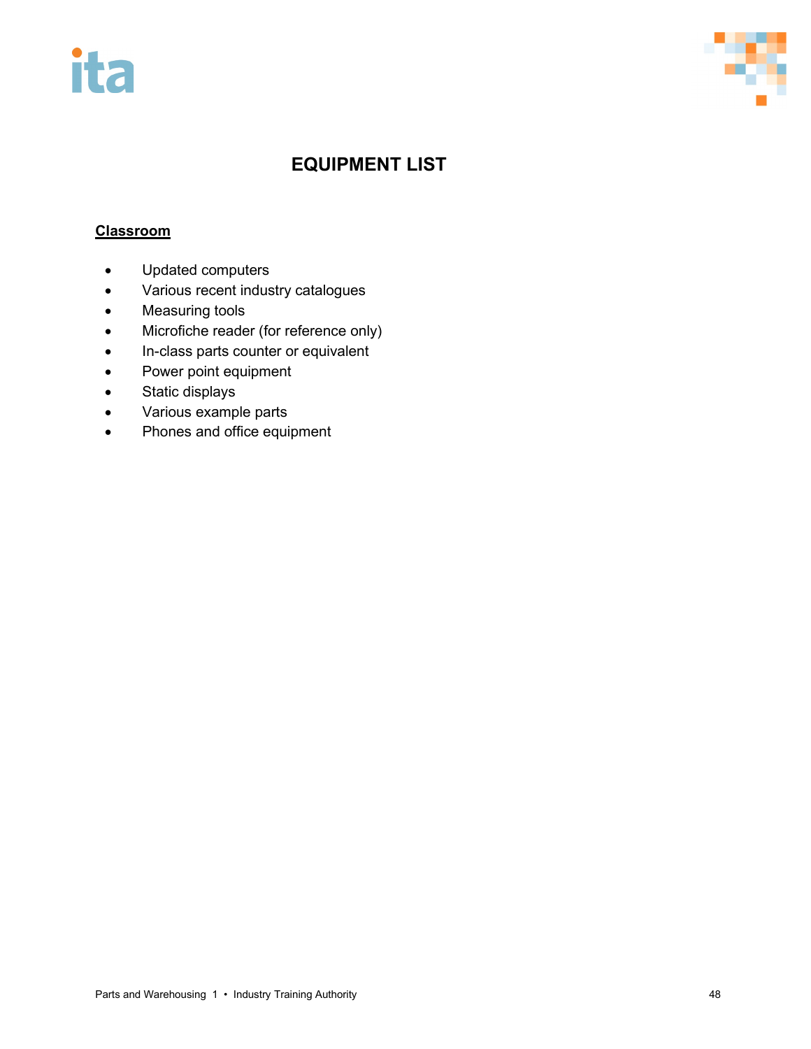# EQUIPMENT LIST

## Classroom

- Updated computers
- Various recent industry catalogues
- Measuring tools
- Microfiche reader (for reference only)
- In-class parts counter or equivalent
- Power point equipment
- Static displays
- Various example parts
- Phones and office equipment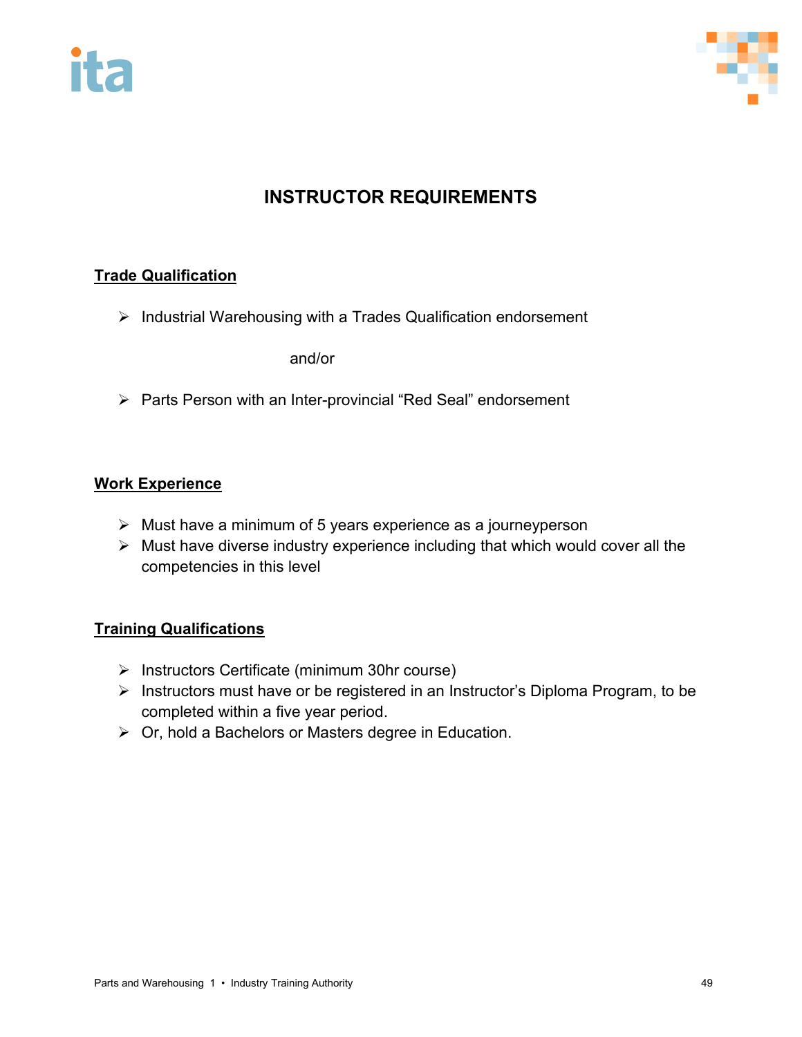# INSTRUCTOR REQUIREMENTS

## Trade Qualification

- Industrial Warehousing with a Trades Qualification endorsement

  and/or

- Parts Person with an Inter-provincial "Red Seal" endorsement

## Work Experience

- Must have a minimum of 5 years experience as a journeyperson
- Must have diverse industry experience including that which would cover all the competencies in this level

## Training Qualifications

- Instructors Certificate (minimum 30hr course)
- Instructors must have or be registered in an Instructor's Diploma Program, to be completed within a five year period.
- Or, hold a Bachelors or Masters degree in Education.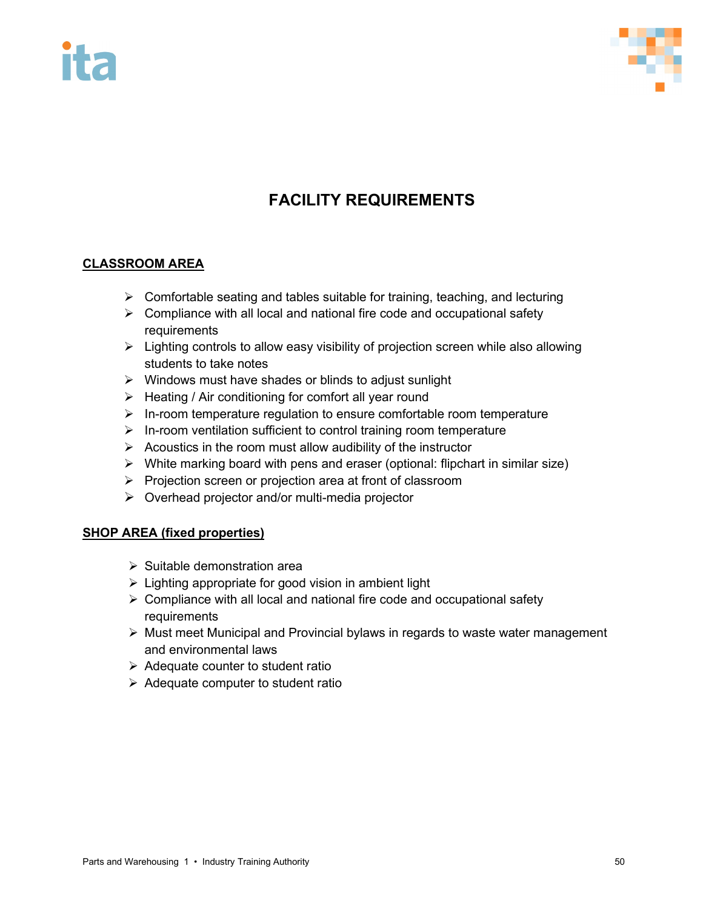# FACILITY REQUIREMENTS

## CLASSROOM AREA

- Comfortable seating and tables suitable for training, teaching, and lecturing
- Compliance with all local and national fire code and occupational safety requirements
- Lighting controls to allow easy visibility of projection screen while also allowing students to take notes
- Windows must have shades or blinds to adjust sunlight
- Heating / Air conditioning for comfort all year round
- In-room temperature regulation to ensure comfortable room temperature
- In-room ventilation sufficient to control training room temperature
- Acoustics in the room must allow audibility of the instructor
- White marking board with pens and eraser (optional: flipchart in similar size)
- Projection screen or projection area at front of classroom
- Overhead projector and/or multi-media projector

## SHOP AREA (fixed properties)

- Suitable demonstration area
- Lighting appropriate for good vision in ambient light
- Compliance with all local and national fire code and occupational safety requirements
- Must meet Municipal and Provincial bylaws in regards to waste water management and environmental laws
- Adequate counter to student ratio
- Adequate computer to student ratio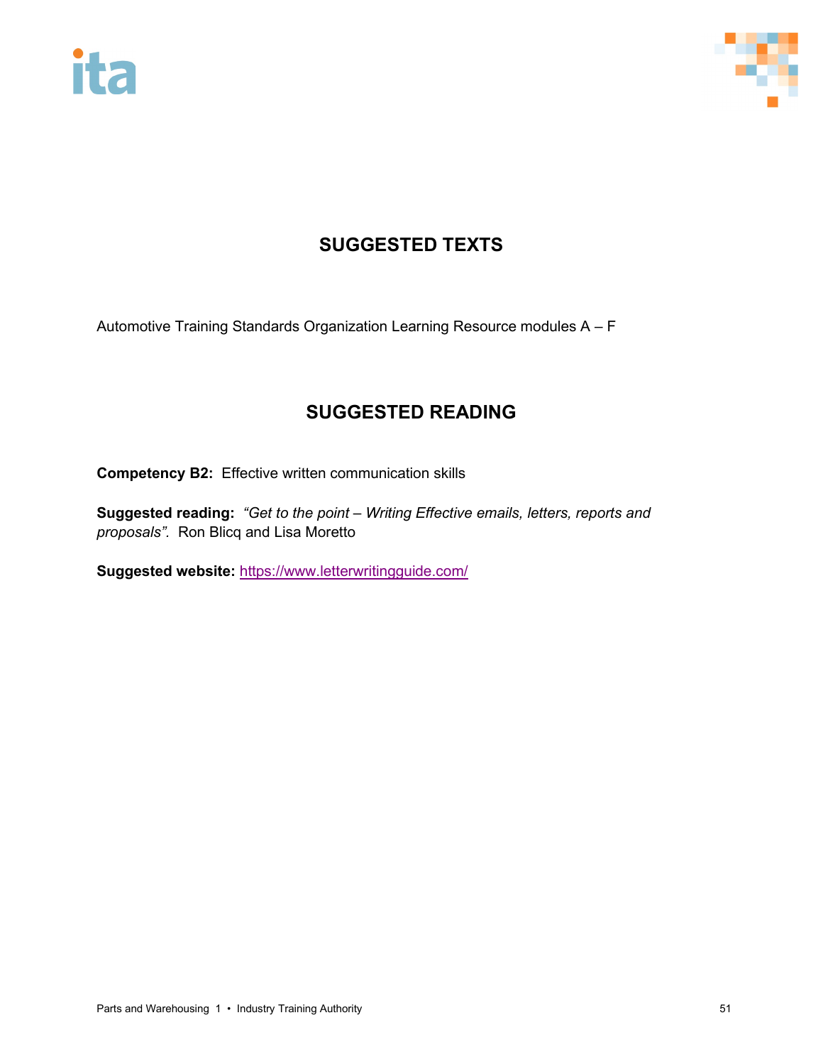## SUGGESTED TEXTS

Automotive Training Standards Organization Learning Resource modules A – F

## SUGGESTED READING

**Competency B2:** Effective written communication skills

**Suggested reading:** *"Get to the point – Writing Effective emails, letters, reports and proposals".* Ron Blicq and Lisa Moretto

**Suggested website:** https://www.letterwritingguide.com/